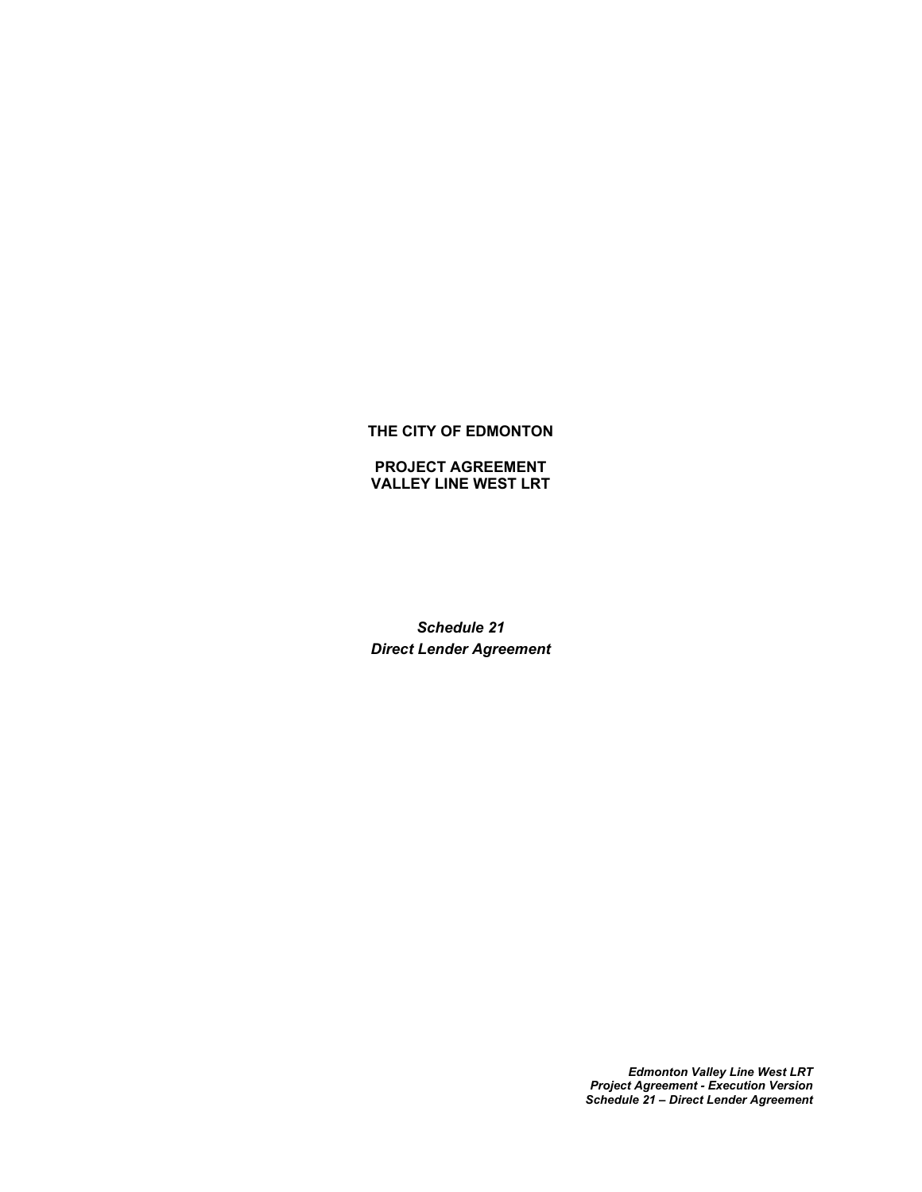**THE CITY OF EDMONTON**

**PROJECT AGREEMENT**
**VALLEY LINE WEST LRT**

***Schedule 21***
***Direct Lender Agreement***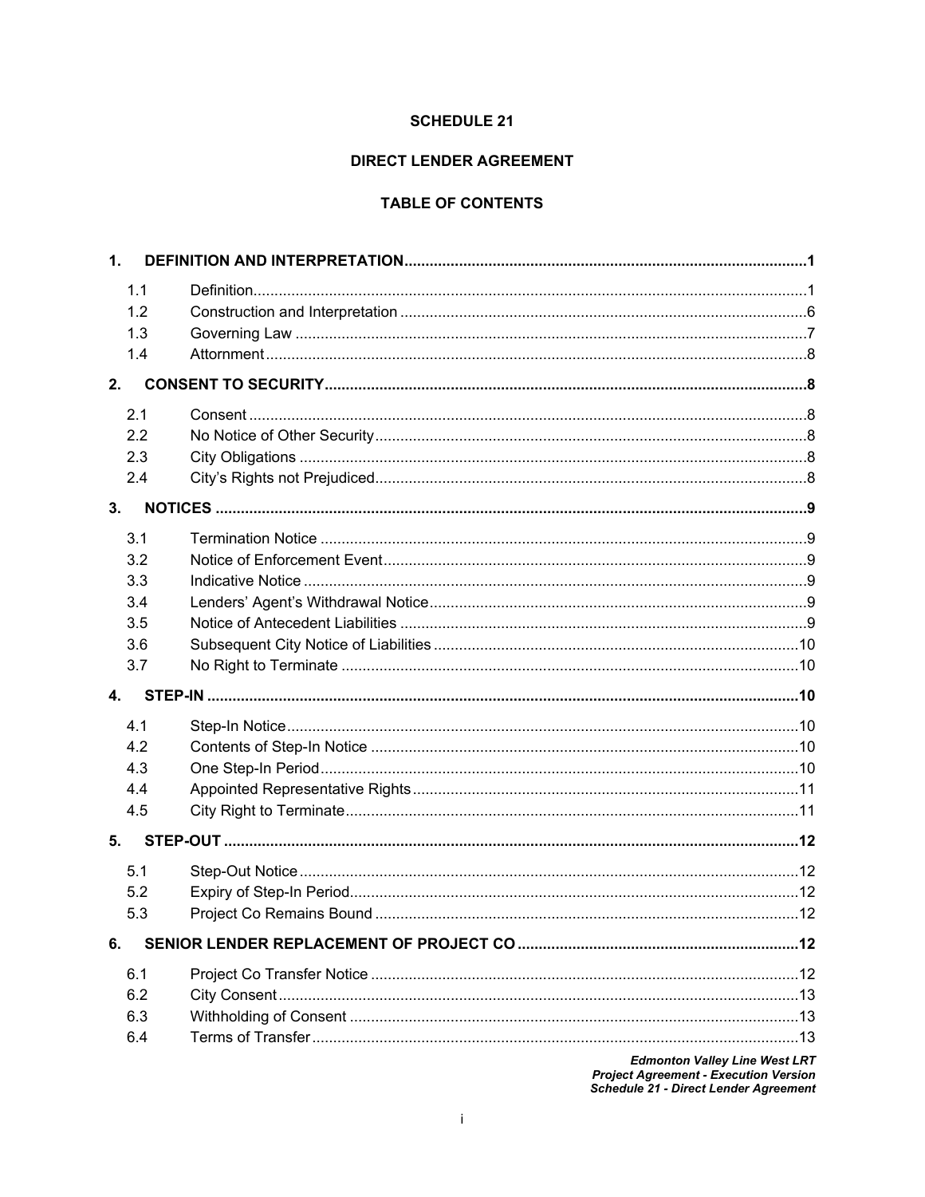**SCHEDULE 21**

**DIRECT LENDER AGREEMENT**

**TABLE OF CONTENTS**

| | | |
|---|---|---|
| **1.** | **DEFINITION AND INTERPRETATION** | **1** |
| 1.1 | Definition | 1 |
| 1.2 | Construction and Interpretation | 6 |
| 1.3 | Governing Law | 7 |
| 1.4 | Attornment | 8 |
| **2.** | **CONSENT TO SECURITY** | **8** |
| 2.1 | Consent | 8 |
| 2.2 | No Notice of Other Security | 8 |
| 2.3 | City Obligations | 8 |
| 2.4 | City's Rights not Prejudiced | 8 |
| **3.** | **NOTICES** | **9** |
| 3.1 | Termination Notice | 9 |
| 3.2 | Notice of Enforcement Event | 9 |
| 3.3 | Indicative Notice | 9 |
| 3.4 | Lenders' Agent's Withdrawal Notice | 9 |
| 3.5 | Notice of Antecedent Liabilities | 9 |
| 3.6 | Subsequent City Notice of Liabilities | 10 |
| 3.7 | No Right to Terminate | 10 |
| **4.** | **STEP-IN** | **10** |
| 4.1 | Step-In Notice | 10 |
| 4.2 | Contents of Step-In Notice | 10 |
| 4.3 | One Step-In Period | 10 |
| 4.4 | Appointed Representative Rights | 11 |
| 4.5 | City Right to Terminate | 11 |
| **5.** | **STEP-OUT** | **12** |
| 5.1 | Step-Out Notice | 12 |
| 5.2 | Expiry of Step-In Period | 12 |
| 5.3 | Project Co Remains Bound | 12 |
| **6.** | **SENIOR LENDER REPLACEMENT OF PROJECT CO** | **12** |
| 6.1 | Project Co Transfer Notice | 12 |
| 6.2 | City Consent | 13 |
| 6.3 | Withholding of Consent | 13 |
| 6.4 | Terms of Transfer | 13 |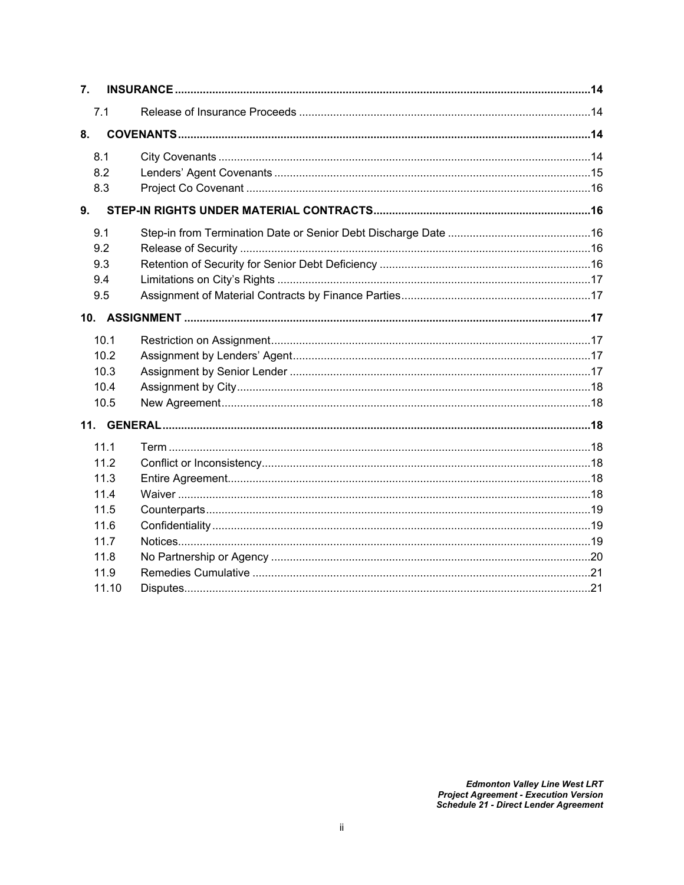| | | |
|---|---|---|
| **7.** | **INSURANCE** | **14** |
| 7.1 | Release of Insurance Proceeds | 14 |
| **8.** | **COVENANTS** | **14** |
| 8.1 | City Covenants | 14 |
| 8.2 | Lenders' Agent Covenants | 15 |
| 8.3 | Project Co Covenant | 16 |
| **9.** | **STEP-IN RIGHTS UNDER MATERIAL CONTRACTS** | **16** |
| 9.1 | Step-in from Termination Date or Senior Debt Discharge Date | 16 |
| 9.2 | Release of Security | 16 |
| 9.3 | Retention of Security for Senior Debt Deficiency | 16 |
| 9.4 | Limitations on City's Rights | 17 |
| 9.5 | Assignment of Material Contracts by Finance Parties | 17 |
| **10.** | **ASSIGNMENT** | **17** |
| 10.1 | Restriction on Assignment | 17 |
| 10.2 | Assignment by Lenders' Agent | 17 |
| 10.3 | Assignment by Senior Lender | 17 |
| 10.4 | Assignment by City | 18 |
| 10.5 | New Agreement | 18 |
| **11.** | **GENERAL** | **18** |
| 11.1 | Term | 18 |
| 11.2 | Conflict or Inconsistency | 18 |
| 11.3 | Entire Agreement | 18 |
| 11.4 | Waiver | 18 |
| 11.5 | Counterparts | 19 |
| 11.6 | Confidentiality | 19 |
| 11.7 | Notices | 19 |
| 11.8 | No Partnership or Agency | 20 |
| 11.9 | Remedies Cumulative | 21 |
| 11.10 | Disputes | 21 |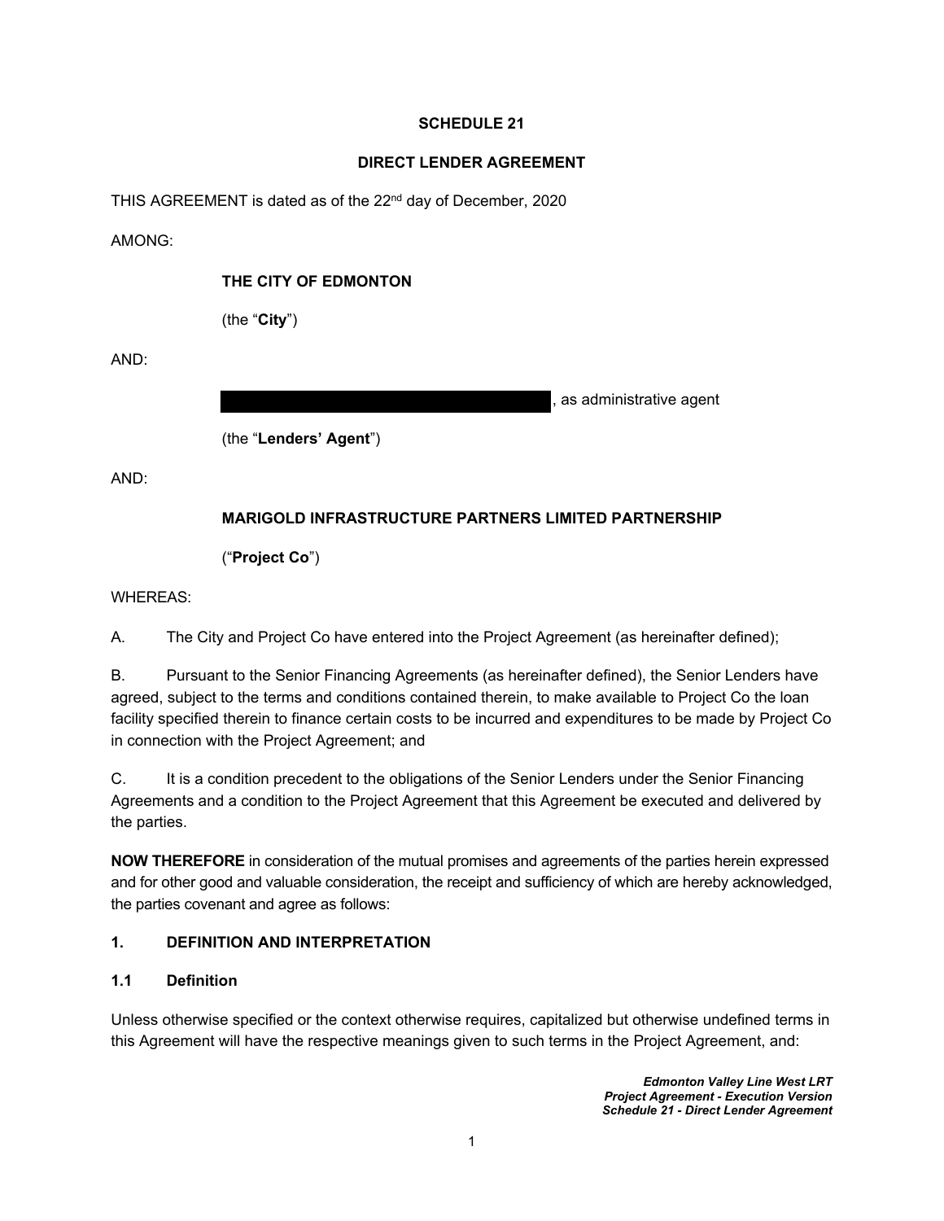**SCHEDULE 21**

**DIRECT LENDER AGREEMENT**

THIS AGREEMENT is dated as of the 22nd day of December, 2020

AMONG:

**THE CITY OF EDMONTON**

(the "**City**")

AND:

[REDACTED], as administrative agent

(the "**Lenders' Agent**")

AND:

**MARIGOLD INFRASTRUCTURE PARTNERS LIMITED PARTNERSHIP**

("**Project Co**")

WHEREAS:

A. The City and Project Co have entered into the Project Agreement (as hereinafter defined);

B. Pursuant to the Senior Financing Agreements (as hereinafter defined), the Senior Lenders have agreed, subject to the terms and conditions contained therein, to make available to Project Co the loan facility specified therein to finance certain costs to be incurred and expenditures to be made by Project Co in connection with the Project Agreement; and

C. It is a condition precedent to the obligations of the Senior Lenders under the Senior Financing Agreements and a condition to the Project Agreement that this Agreement be executed and delivered by the parties.

**NOW THEREFORE** in consideration of the mutual promises and agreements of the parties herein expressed and for other good and valuable consideration, the receipt and sufficiency of which are hereby acknowledged, the parties covenant and agree as follows:

## 1. DEFINITION AND INTERPRETATION

### 1.1 Definition

Unless otherwise specified or the context otherwise requires, capitalized but otherwise undefined terms in this Agreement will have the respective meanings given to such terms in the Project Agreement, and: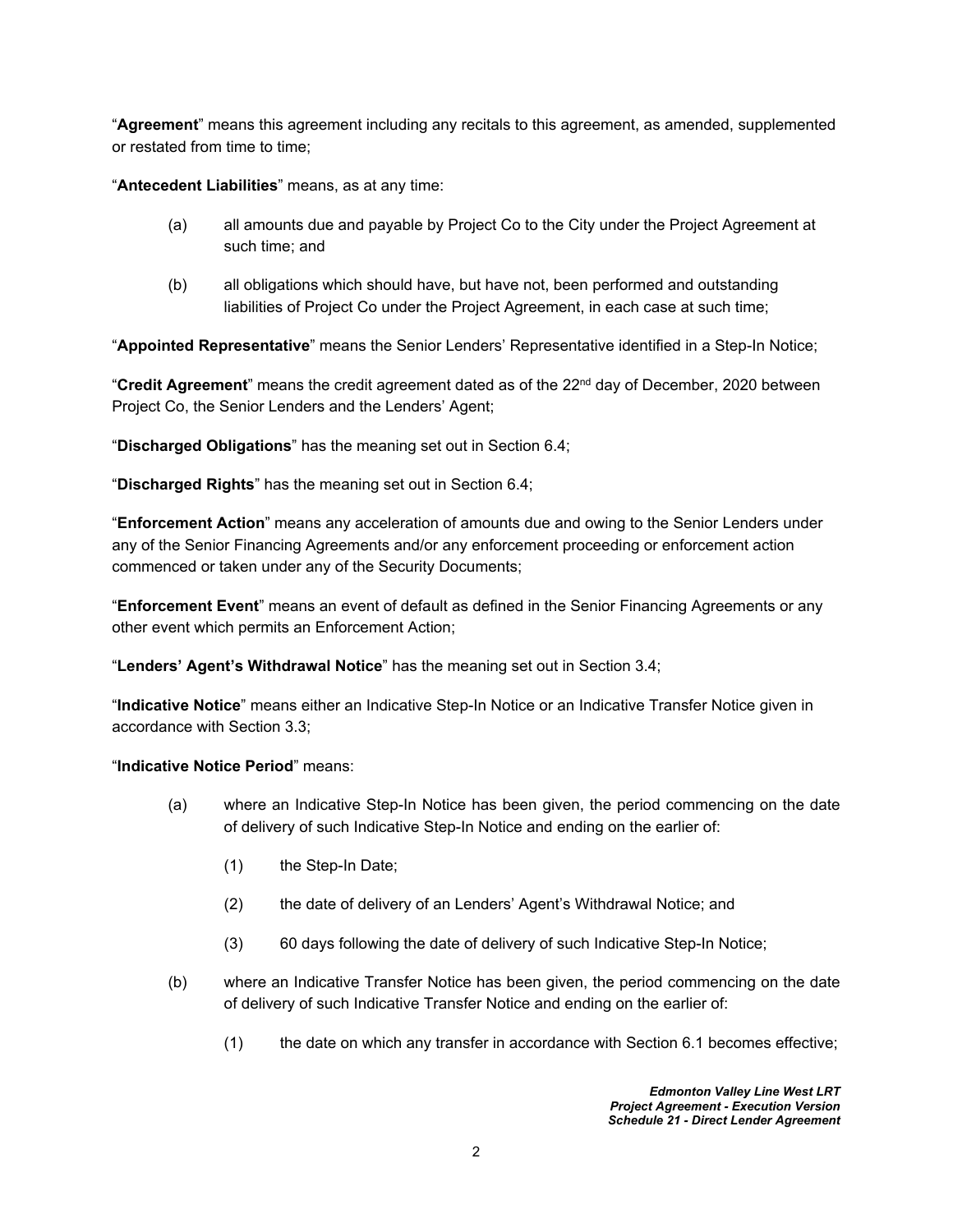"**Agreement**" means this agreement including any recitals to this agreement, as amended, supplemented or restated from time to time;

"**Antecedent Liabilities**" means, as at any time:

(a) all amounts due and payable by Project Co to the City under the Project Agreement at such time; and

(b) all obligations which should have, but have not, been performed and outstanding liabilities of Project Co under the Project Agreement, in each case at such time;

"**Appointed Representative**" means the Senior Lenders' Representative identified in a Step-In Notice;

"**Credit Agreement**" means the credit agreement dated as of the 22nd day of December, 2020 between Project Co, the Senior Lenders and the Lenders' Agent;

"**Discharged Obligations**" has the meaning set out in Section 6.4;

"**Discharged Rights**" has the meaning set out in Section 6.4;

"**Enforcement Action**" means any acceleration of amounts due and owing to the Senior Lenders under any of the Senior Financing Agreements and/or any enforcement proceeding or enforcement action commenced or taken under any of the Security Documents;

"**Enforcement Event**" means an event of default as defined in the Senior Financing Agreements or any other event which permits an Enforcement Action;

"**Lenders' Agent's Withdrawal Notice**" has the meaning set out in Section 3.4;

"**Indicative Notice**" means either an Indicative Step-In Notice or an Indicative Transfer Notice given in accordance with Section 3.3;

"**Indicative Notice Period**" means:

(a) where an Indicative Step-In Notice has been given, the period commencing on the date of delivery of such Indicative Step-In Notice and ending on the earlier of:

(1) the Step-In Date;

(2) the date of delivery of an Lenders' Agent's Withdrawal Notice; and

(3) 60 days following the date of delivery of such Indicative Step-In Notice;

(b) where an Indicative Transfer Notice has been given, the period commencing on the date of delivery of such Indicative Transfer Notice and ending on the earlier of:

(1) the date on which any transfer in accordance with Section 6.1 becomes effective;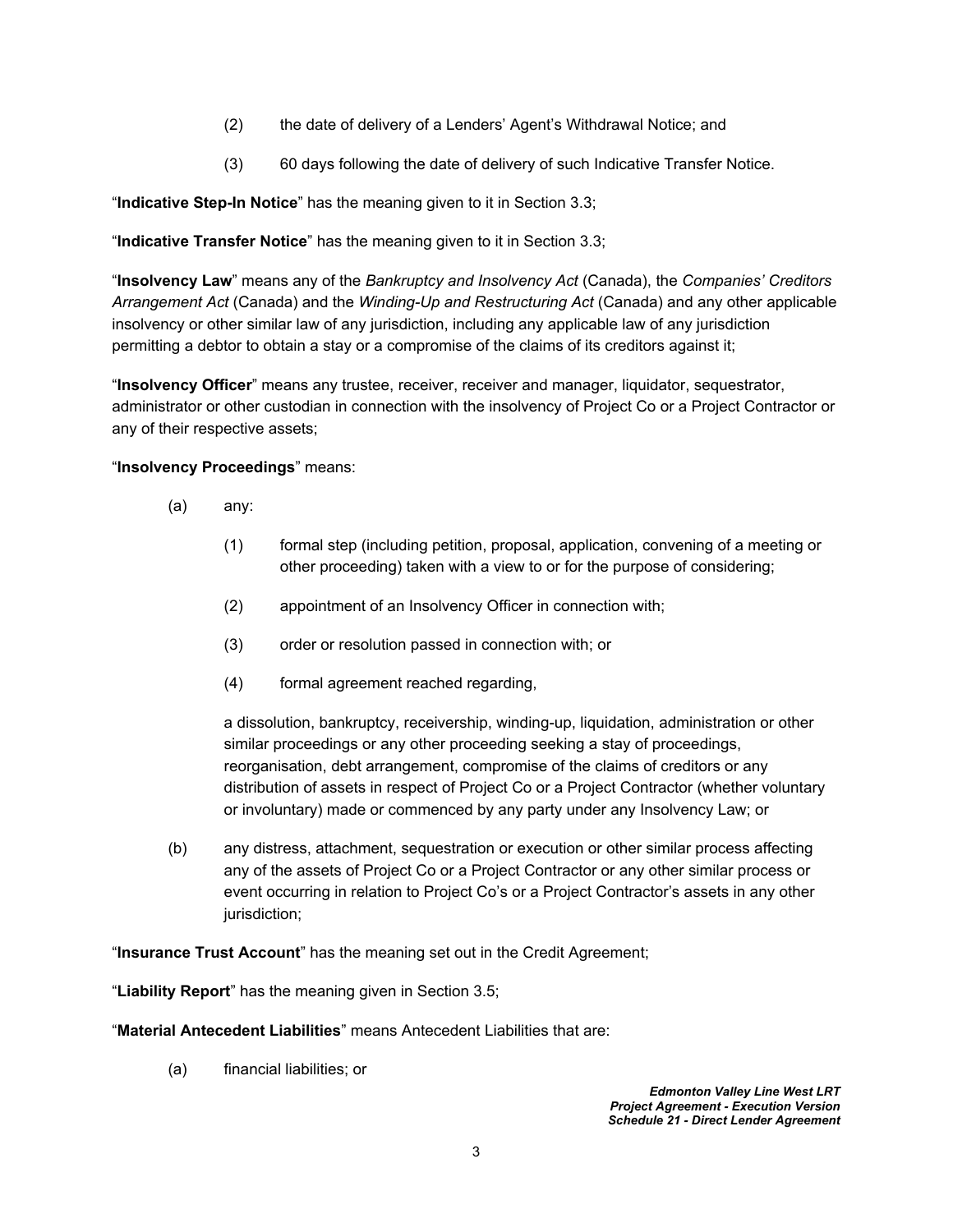(2) the date of delivery of a Lenders' Agent's Withdrawal Notice; and

(3) 60 days following the date of delivery of such Indicative Transfer Notice.

"**Indicative Step-In Notice**" has the meaning given to it in Section 3.3;

"**Indicative Transfer Notice**" has the meaning given to it in Section 3.3;

"**Insolvency Law**" means any of the *Bankruptcy and Insolvency Act* (Canada), the *Companies' Creditors Arrangement Act* (Canada) and the *Winding-Up and Restructuring Act* (Canada) and any other applicable insolvency or other similar law of any jurisdiction, including any applicable law of any jurisdiction permitting a debtor to obtain a stay or a compromise of the claims of its creditors against it;

"**Insolvency Officer**" means any trustee, receiver, receiver and manager, liquidator, sequestrator, administrator or other custodian in connection with the insolvency of Project Co or a Project Contractor or any of their respective assets;

"**Insolvency Proceedings**" means:

(a) any:

(1) formal step (including petition, proposal, application, convening of a meeting or other proceeding) taken with a view to or for the purpose of considering;

(2) appointment of an Insolvency Officer in connection with;

(3) order or resolution passed in connection with; or

(4) formal agreement reached regarding,

a dissolution, bankruptcy, receivership, winding-up, liquidation, administration or other similar proceedings or any other proceeding seeking a stay of proceedings, reorganisation, debt arrangement, compromise of the claims of creditors or any distribution of assets in respect of Project Co or a Project Contractor (whether voluntary or involuntary) made or commenced by any party under any Insolvency Law; or

(b) any distress, attachment, sequestration or execution or other similar process affecting any of the assets of Project Co or a Project Contractor or any other similar process or event occurring in relation to Project Co's or a Project Contractor's assets in any other jurisdiction;

"**Insurance Trust Account**" has the meaning set out in the Credit Agreement;

"**Liability Report**" has the meaning given in Section 3.5;

"**Material Antecedent Liabilities**" means Antecedent Liabilities that are:

(a) financial liabilities; or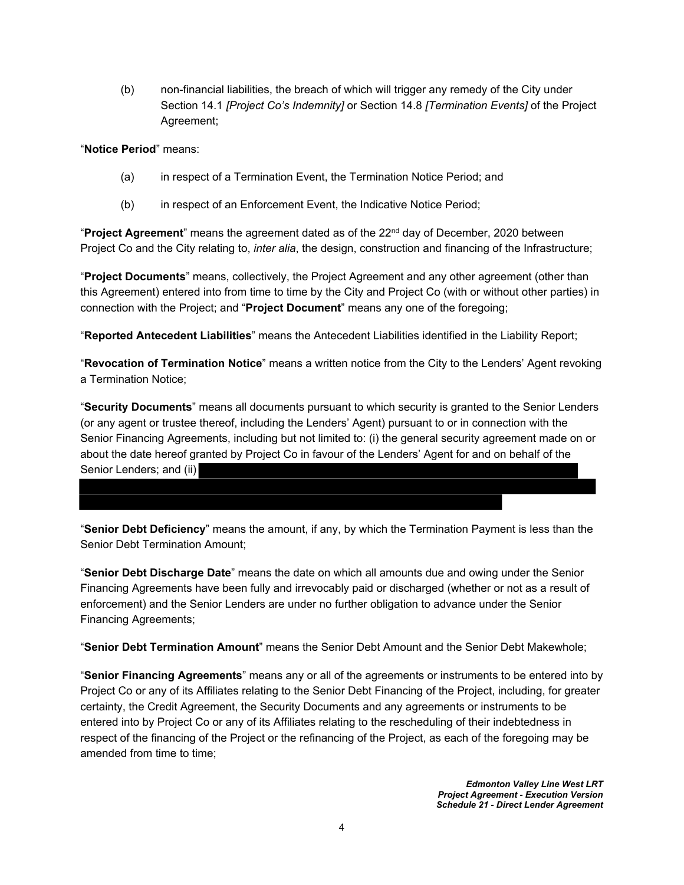(b) non-financial liabilities, the breach of which will trigger any remedy of the City under Section 14.1 *[Project Co's Indemnity]* or Section 14.8 *[Termination Events]* of the Project Agreement;

"**Notice Period**" means:

(a) in respect of a Termination Event, the Termination Notice Period; and

(b) in respect of an Enforcement Event, the Indicative Notice Period;

"**Project Agreement**" means the agreement dated as of the 22nd day of December, 2020 between Project Co and the City relating to, *inter alia*, the design, construction and financing of the Infrastructure;

"**Project Documents**" means, collectively, the Project Agreement and any other agreement (other than this Agreement) entered into from time to time by the City and Project Co (with or without other parties) in connection with the Project; and "**Project Document**" means any one of the foregoing;

"**Reported Antecedent Liabilities**" means the Antecedent Liabilities identified in the Liability Report;

"**Revocation of Termination Notice**" means a written notice from the City to the Lenders' Agent revoking a Termination Notice;

"**Security Documents**" means all documents pursuant to which security is granted to the Senior Lenders (or any agent or trustee thereof, including the Lenders' Agent) pursuant to or in connection with the Senior Financing Agreements, including but not limited to: (i) the general security agreement made on or about the date hereof granted by Project Co in favour of the Lenders' Agent for and on behalf of the Senior Lenders; and (ii)

"**Senior Debt Deficiency**" means the amount, if any, by which the Termination Payment is less than the Senior Debt Termination Amount;

"**Senior Debt Discharge Date**" means the date on which all amounts due and owing under the Senior Financing Agreements have been fully and irrevocably paid or discharged (whether or not as a result of enforcement) and the Senior Lenders are under no further obligation to advance under the Senior Financing Agreements;

"**Senior Debt Termination Amount**" means the Senior Debt Amount and the Senior Debt Makewhole;

"**Senior Financing Agreements**" means any or all of the agreements or instruments to be entered into by Project Co or any of its Affiliates relating to the Senior Debt Financing of the Project, including, for greater certainty, the Credit Agreement, the Security Documents and any agreements or instruments to be entered into by Project Co or any of its Affiliates relating to the rescheduling of their indebtedness in respect of the financing of the Project or the refinancing of the Project, as each of the foregoing may be amended from time to time;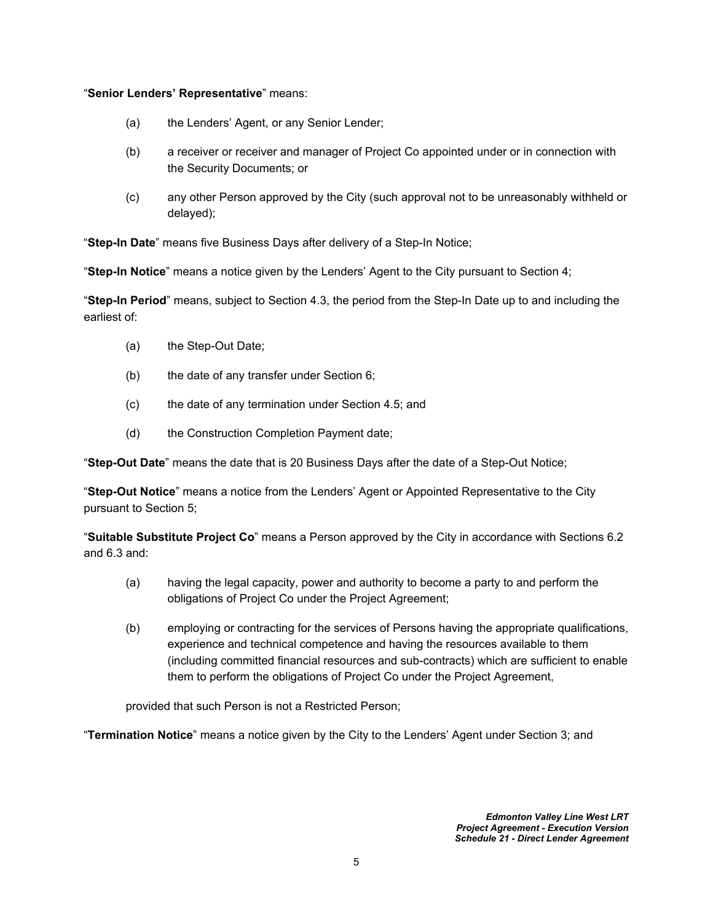"**Senior Lenders' Representative**" means:

(a) the Lenders' Agent, or any Senior Lender;

(b) a receiver or receiver and manager of Project Co appointed under or in connection with the Security Documents; or

(c) any other Person approved by the City (such approval not to be unreasonably withheld or delayed);

"**Step-In Date**" means five Business Days after delivery of a Step-In Notice;

"**Step-In Notice**" means a notice given by the Lenders' Agent to the City pursuant to Section 4;

"**Step-In Period**" means, subject to Section 4.3, the period from the Step-In Date up to and including the earliest of:

(a) the Step-Out Date;

(b) the date of any transfer under Section 6;

(c) the date of any termination under Section 4.5; and

(d) the Construction Completion Payment date;

"**Step-Out Date**" means the date that is 20 Business Days after the date of a Step-Out Notice;

"**Step-Out Notice**" means a notice from the Lenders' Agent or Appointed Representative to the City pursuant to Section 5;

"**Suitable Substitute Project Co**" means a Person approved by the City in accordance with Sections 6.2 and 6.3 and:

(a) having the legal capacity, power and authority to become a party to and perform the obligations of Project Co under the Project Agreement;

(b) employing or contracting for the services of Persons having the appropriate qualifications, experience and technical competence and having the resources available to them (including committed financial resources and sub-contracts) which are sufficient to enable them to perform the obligations of Project Co under the Project Agreement,

provided that such Person is not a Restricted Person;

"**Termination Notice**" means a notice given by the City to the Lenders' Agent under Section 3; and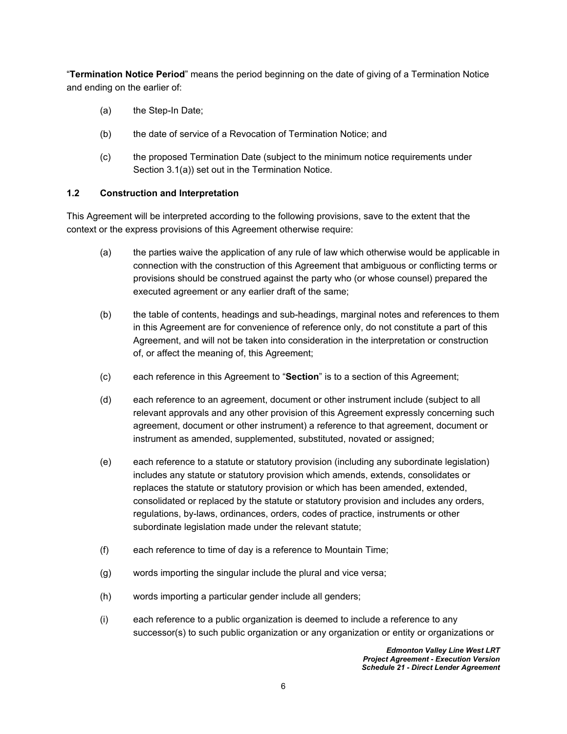"**Termination Notice Period**" means the period beginning on the date of giving of a Termination Notice and ending on the earlier of:

(a) the Step-In Date;

(b) the date of service of a Revocation of Termination Notice; and

(c) the proposed Termination Date (subject to the minimum notice requirements under Section 3.1(a)) set out in the Termination Notice.

### 1.2 Construction and Interpretation

This Agreement will be interpreted according to the following provisions, save to the extent that the context or the express provisions of this Agreement otherwise require:

(a) the parties waive the application of any rule of law which otherwise would be applicable in connection with the construction of this Agreement that ambiguous or conflicting terms or provisions should be construed against the party who (or whose counsel) prepared the executed agreement or any earlier draft of the same;

(b) the table of contents, headings and sub-headings, marginal notes and references to them in this Agreement are for convenience of reference only, do not constitute a part of this Agreement, and will not be taken into consideration in the interpretation or construction of, or affect the meaning of, this Agreement;

(c) each reference in this Agreement to "**Section**" is to a section of this Agreement;

(d) each reference to an agreement, document or other instrument include (subject to all relevant approvals and any other provision of this Agreement expressly concerning such agreement, document or other instrument) a reference to that agreement, document or instrument as amended, supplemented, substituted, novated or assigned;

(e) each reference to a statute or statutory provision (including any subordinate legislation) includes any statute or statutory provision which amends, extends, consolidates or replaces the statute or statutory provision or which has been amended, extended, consolidated or replaced by the statute or statutory provision and includes any orders, regulations, by-laws, ordinances, orders, codes of practice, instruments or other subordinate legislation made under the relevant statute;

(f) each reference to time of day is a reference to Mountain Time;

(g) words importing the singular include the plural and vice versa;

(h) words importing a particular gender include all genders;

(i) each reference to a public organization is deemed to include a reference to any successor(s) to such public organization or any organization or entity or organizations or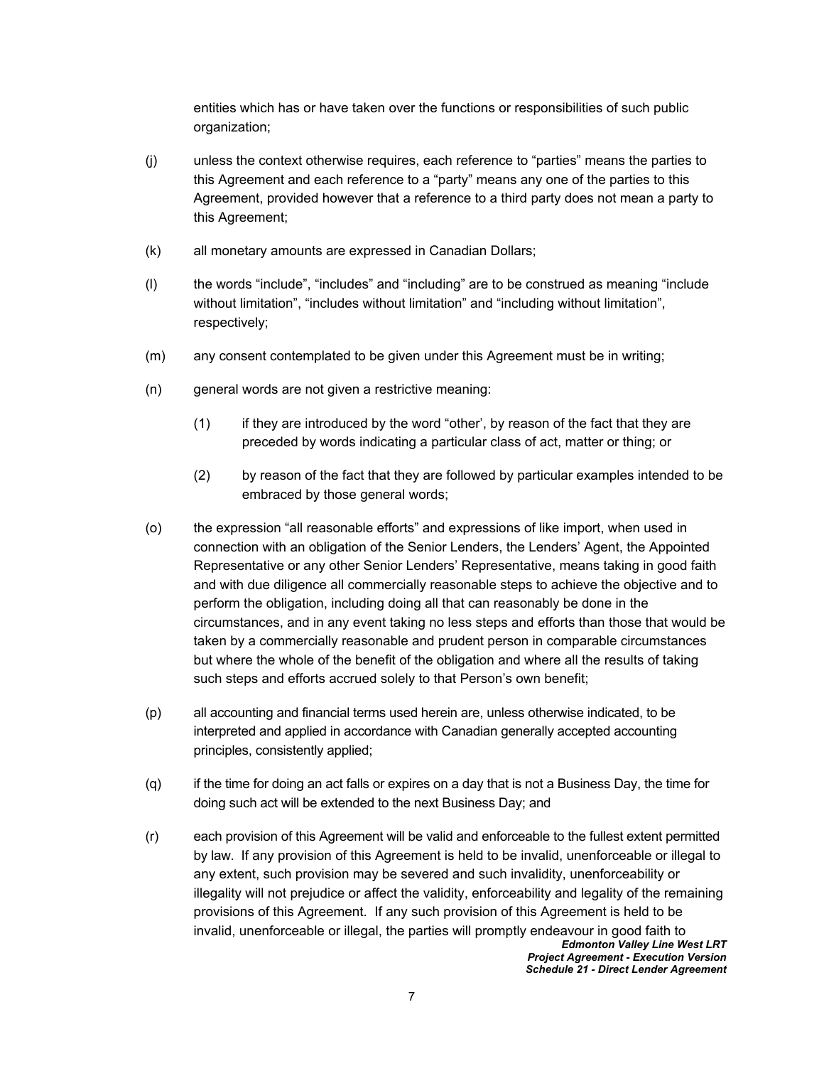entities which has or have taken over the functions or responsibilities of such public organization;

(j) unless the context otherwise requires, each reference to "parties" means the parties to this Agreement and each reference to a "party" means any one of the parties to this Agreement, provided however that a reference to a third party does not mean a party to this Agreement;

(k) all monetary amounts are expressed in Canadian Dollars;

(l) the words "include", "includes" and "including" are to be construed as meaning "include without limitation", "includes without limitation" and "including without limitation", respectively;

(m) any consent contemplated to be given under this Agreement must be in writing;

(n) general words are not given a restrictive meaning:

(1) if they are introduced by the word "other', by reason of the fact that they are preceded by words indicating a particular class of act, matter or thing; or

(2) by reason of the fact that they are followed by particular examples intended to be embraced by those general words;

(o) the expression "all reasonable efforts" and expressions of like import, when used in connection with an obligation of the Senior Lenders, the Lenders' Agent, the Appointed Representative or any other Senior Lenders' Representative, means taking in good faith and with due diligence all commercially reasonable steps to achieve the objective and to perform the obligation, including doing all that can reasonably be done in the circumstances, and in any event taking no less steps and efforts than those that would be taken by a commercially reasonable and prudent person in comparable circumstances but where the whole of the benefit of the obligation and where all the results of taking such steps and efforts accrued solely to that Person's own benefit;

(p) all accounting and financial terms used herein are, unless otherwise indicated, to be interpreted and applied in accordance with Canadian generally accepted accounting principles, consistently applied;

(q) if the time for doing an act falls or expires on a day that is not a Business Day, the time for doing such act will be extended to the next Business Day; and

(r) each provision of this Agreement will be valid and enforceable to the fullest extent permitted by law. If any provision of this Agreement is held to be invalid, unenforceable or illegal to any extent, such provision may be severed and such invalidity, unenforceability or illegality will not prejudice or affect the validity, enforceability and legality of the remaining provisions of this Agreement. If any such provision of this Agreement is held to be invalid, unenforceable or illegal, the parties will promptly endeavour in good faith to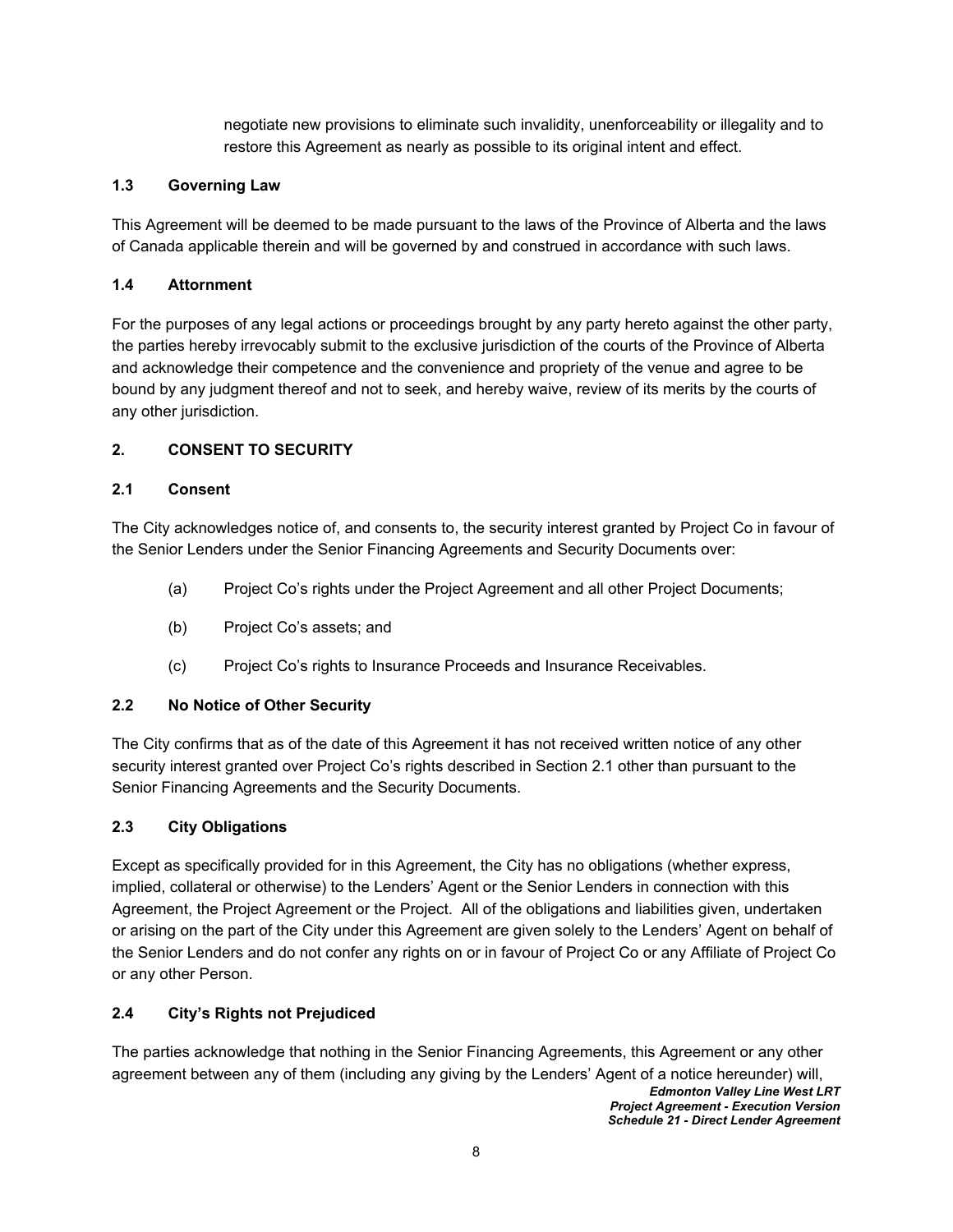negotiate new provisions to eliminate such invalidity, unenforceability or illegality and to restore this Agreement as nearly as possible to its original intent and effect.

### 1.3 Governing Law

This Agreement will be deemed to be made pursuant to the laws of the Province of Alberta and the laws of Canada applicable therein and will be governed by and construed in accordance with such laws.

### 1.4 Attornment

For the purposes of any legal actions or proceedings brought by any party hereto against the other party, the parties hereby irrevocably submit to the exclusive jurisdiction of the courts of the Province of Alberta and acknowledge their competence and the convenience and propriety of the venue and agree to be bound by any judgment thereof and not to seek, and hereby waive, review of its merits by the courts of any other jurisdiction.

## 2. CONSENT TO SECURITY

### 2.1 Consent

The City acknowledges notice of, and consents to, the security interest granted by Project Co in favour of the Senior Lenders under the Senior Financing Agreements and Security Documents over:

(a) Project Co's rights under the Project Agreement and all other Project Documents;

(b) Project Co's assets; and

(c) Project Co's rights to Insurance Proceeds and Insurance Receivables.

### 2.2 No Notice of Other Security

The City confirms that as of the date of this Agreement it has not received written notice of any other security interest granted over Project Co's rights described in Section 2.1 other than pursuant to the Senior Financing Agreements and the Security Documents.

### 2.3 City Obligations

Except as specifically provided for in this Agreement, the City has no obligations (whether express, implied, collateral or otherwise) to the Lenders' Agent or the Senior Lenders in connection with this Agreement, the Project Agreement or the Project. All of the obligations and liabilities given, undertaken or arising on the part of the City under this Agreement are given solely to the Lenders' Agent on behalf of the Senior Lenders and do not confer any rights on or in favour of Project Co or any Affiliate of Project Co or any other Person.

### 2.4 City's Rights not Prejudiced

The parties acknowledge that nothing in the Senior Financing Agreements, this Agreement or any other agreement between any of them (including any giving by the Lenders' Agent of a notice hereunder) will,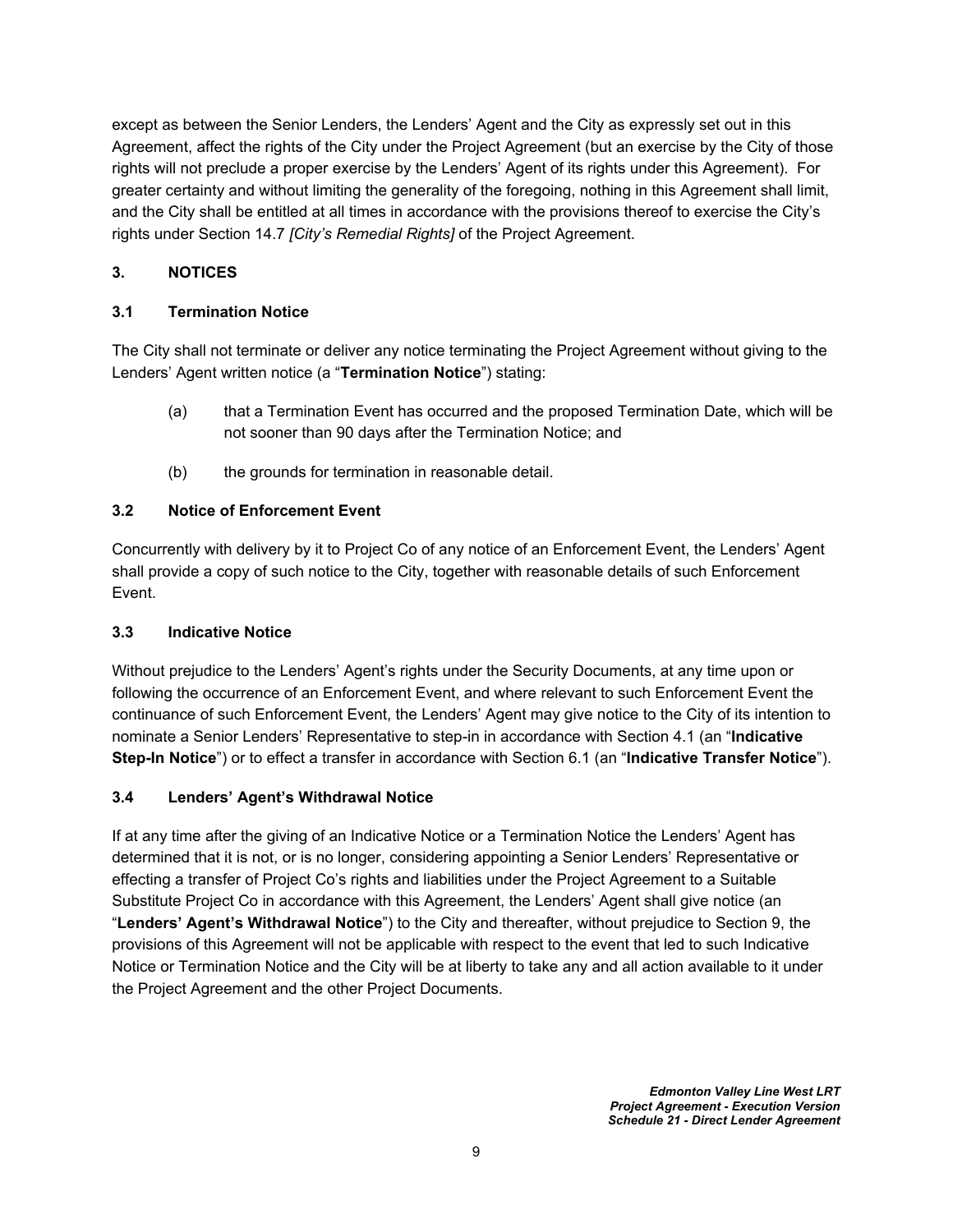except as between the Senior Lenders, the Lenders' Agent and the City as expressly set out in this Agreement, affect the rights of the City under the Project Agreement (but an exercise by the City of those rights will not preclude a proper exercise by the Lenders' Agent of its rights under this Agreement). For greater certainty and without limiting the generality of the foregoing, nothing in this Agreement shall limit, and the City shall be entitled at all times in accordance with the provisions thereof to exercise the City's rights under Section 14.7 *[City's Remedial Rights]* of the Project Agreement.

## 3. NOTICES

### 3.1 Termination Notice

The City shall not terminate or deliver any notice terminating the Project Agreement without giving to the Lenders' Agent written notice (a "**Termination Notice**") stating:

(a) that a Termination Event has occurred and the proposed Termination Date, which will be not sooner than 90 days after the Termination Notice; and

(b) the grounds for termination in reasonable detail.

### 3.2 Notice of Enforcement Event

Concurrently with delivery by it to Project Co of any notice of an Enforcement Event, the Lenders' Agent shall provide a copy of such notice to the City, together with reasonable details of such Enforcement Event.

### 3.3 Indicative Notice

Without prejudice to the Lenders' Agent's rights under the Security Documents, at any time upon or following the occurrence of an Enforcement Event, and where relevant to such Enforcement Event the continuance of such Enforcement Event, the Lenders' Agent may give notice to the City of its intention to nominate a Senior Lenders' Representative to step-in in accordance with Section 4.1 (an "**Indicative Step-In Notice**") or to effect a transfer in accordance with Section 6.1 (an "**Indicative Transfer Notice**").

### 3.4 Lenders' Agent's Withdrawal Notice

If at any time after the giving of an Indicative Notice or a Termination Notice the Lenders' Agent has determined that it is not, or is no longer, considering appointing a Senior Lenders' Representative or effecting a transfer of Project Co's rights and liabilities under the Project Agreement to a Suitable Substitute Project Co in accordance with this Agreement, the Lenders' Agent shall give notice (an "**Lenders' Agent's Withdrawal Notice**") to the City and thereafter, without prejudice to Section 9, the provisions of this Agreement will not be applicable with respect to the event that led to such Indicative Notice or Termination Notice and the City will be at liberty to take any and all action available to it under the Project Agreement and the other Project Documents.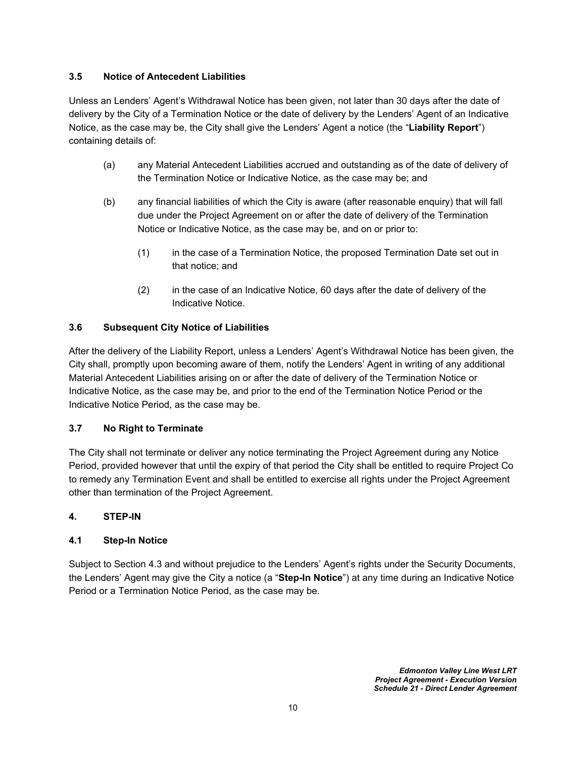### 3.5 Notice of Antecedent Liabilities

Unless an Lenders' Agent's Withdrawal Notice has been given, not later than 30 days after the date of delivery by the City of a Termination Notice or the date of delivery by the Lenders' Agent of an Indicative Notice, as the case may be, the City shall give the Lenders' Agent a notice (the "**Liability Report**") containing details of:

(a) any Material Antecedent Liabilities accrued and outstanding as of the date of delivery of the Termination Notice or Indicative Notice, as the case may be; and

(b) any financial liabilities of which the City is aware (after reasonable enquiry) that will fall due under the Project Agreement on or after the date of delivery of the Termination Notice or Indicative Notice, as the case may be, and on or prior to:

   (1) in the case of a Termination Notice, the proposed Termination Date set out in that notice; and

   (2) in the case of an Indicative Notice, 60 days after the date of delivery of the Indicative Notice.

### 3.6 Subsequent City Notice of Liabilities

After the delivery of the Liability Report, unless a Lenders' Agent's Withdrawal Notice has been given, the City shall, promptly upon becoming aware of them, notify the Lenders' Agent in writing of any additional Material Antecedent Liabilities arising on or after the date of delivery of the Termination Notice or Indicative Notice, as the case may be, and prior to the end of the Termination Notice Period or the Indicative Notice Period, as the case may be.

### 3.7 No Right to Terminate

The City shall not terminate or deliver any notice terminating the Project Agreement during any Notice Period, provided however that until the expiry of that period the City shall be entitled to require Project Co to remedy any Termination Event and shall be entitled to exercise all rights under the Project Agreement other than termination of the Project Agreement.

## 4. STEP-IN

### 4.1 Step-In Notice

Subject to Section 4.3 and without prejudice to the Lenders' Agent's rights under the Security Documents, the Lenders' Agent may give the City a notice (a "**Step-In Notice**") at any time during an Indicative Notice Period or a Termination Notice Period, as the case may be.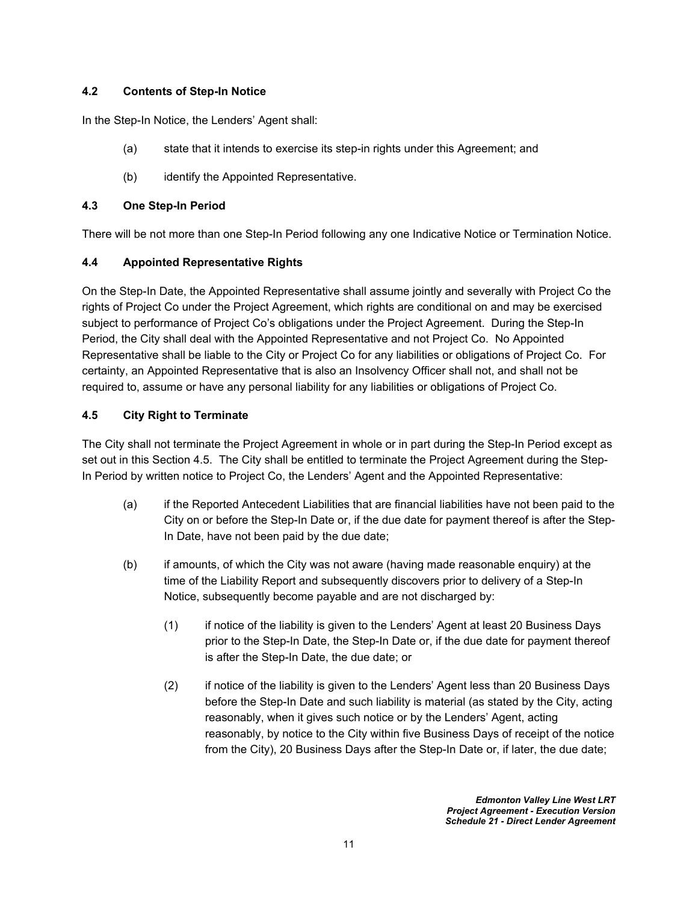### 4.2 Contents of Step-In Notice

In the Step-In Notice, the Lenders' Agent shall:

(a) state that it intends to exercise its step-in rights under this Agreement; and

(b) identify the Appointed Representative.

### 4.3 One Step-In Period

There will be not more than one Step-In Period following any one Indicative Notice or Termination Notice.

### 4.4 Appointed Representative Rights

On the Step-In Date, the Appointed Representative shall assume jointly and severally with Project Co the rights of Project Co under the Project Agreement, which rights are conditional on and may be exercised subject to performance of Project Co's obligations under the Project Agreement. During the Step-In Period, the City shall deal with the Appointed Representative and not Project Co. No Appointed Representative shall be liable to the City or Project Co for any liabilities or obligations of Project Co. For certainty, an Appointed Representative that is also an Insolvency Officer shall not, and shall not be required to, assume or have any personal liability for any liabilities or obligations of Project Co.

### 4.5 City Right to Terminate

The City shall not terminate the Project Agreement in whole or in part during the Step-In Period except as set out in this Section 4.5. The City shall be entitled to terminate the Project Agreement during the Step-In Period by written notice to Project Co, the Lenders' Agent and the Appointed Representative:

(a) if the Reported Antecedent Liabilities that are financial liabilities have not been paid to the City on or before the Step-In Date or, if the due date for payment thereof is after the Step-In Date, have not been paid by the due date;

(b) if amounts, of which the City was not aware (having made reasonable enquiry) at the time of the Liability Report and subsequently discovers prior to delivery of a Step-In Notice, subsequently become payable and are not discharged by:

   (1) if notice of the liability is given to the Lenders' Agent at least 20 Business Days prior to the Step-In Date, the Step-In Date or, if the due date for payment thereof is after the Step-In Date, the due date; or

   (2) if notice of the liability is given to the Lenders' Agent less than 20 Business Days before the Step-In Date and such liability is material (as stated by the City, acting reasonably, when it gives such notice or by the Lenders' Agent, acting reasonably, by notice to the City within five Business Days of receipt of the notice from the City), 20 Business Days after the Step-In Date or, if later, the due date;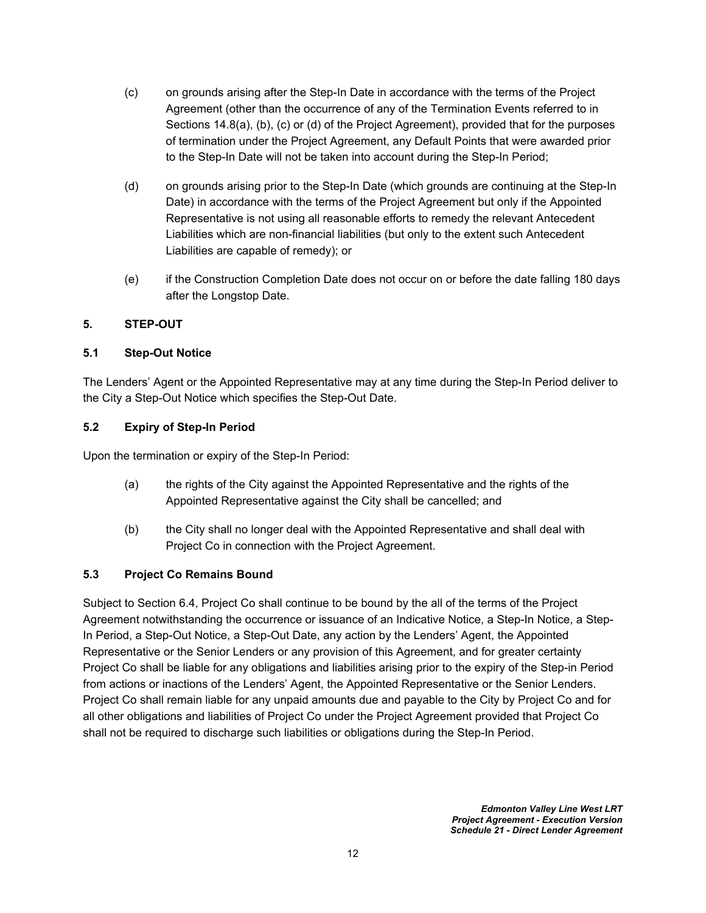(c) on grounds arising after the Step-In Date in accordance with the terms of the Project Agreement (other than the occurrence of any of the Termination Events referred to in Sections 14.8(a), (b), (c) or (d) of the Project Agreement), provided that for the purposes of termination under the Project Agreement, any Default Points that were awarded prior to the Step-In Date will not be taken into account during the Step-In Period;

(d) on grounds arising prior to the Step-In Date (which grounds are continuing at the Step-In Date) in accordance with the terms of the Project Agreement but only if the Appointed Representative is not using all reasonable efforts to remedy the relevant Antecedent Liabilities which are non-financial liabilities (but only to the extent such Antecedent Liabilities are capable of remedy); or

(e) if the Construction Completion Date does not occur on or before the date falling 180 days after the Longstop Date.

## 5. STEP-OUT

### 5.1 Step-Out Notice

The Lenders' Agent or the Appointed Representative may at any time during the Step-In Period deliver to the City a Step-Out Notice which specifies the Step-Out Date.

### 5.2 Expiry of Step-In Period

Upon the termination or expiry of the Step-In Period:

(a) the rights of the City against the Appointed Representative and the rights of the Appointed Representative against the City shall be cancelled; and

(b) the City shall no longer deal with the Appointed Representative and shall deal with Project Co in connection with the Project Agreement.

### 5.3 Project Co Remains Bound

Subject to Section 6.4, Project Co shall continue to be bound by the all of the terms of the Project Agreement notwithstanding the occurrence or issuance of an Indicative Notice, a Step-In Notice, a Step-In Period, a Step-Out Notice, a Step-Out Date, any action by the Lenders' Agent, the Appointed Representative or the Senior Lenders or any provision of this Agreement, and for greater certainty Project Co shall be liable for any obligations and liabilities arising prior to the expiry of the Step-in Period from actions or inactions of the Lenders' Agent, the Appointed Representative or the Senior Lenders. Project Co shall remain liable for any unpaid amounts due and payable to the City by Project Co and for all other obligations and liabilities of Project Co under the Project Agreement provided that Project Co shall not be required to discharge such liabilities or obligations during the Step-In Period.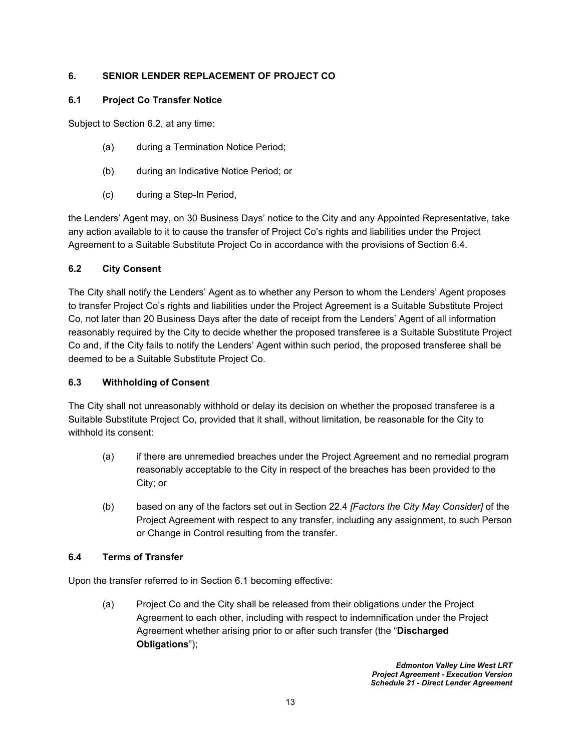## 6. SENIOR LENDER REPLACEMENT OF PROJECT CO

### 6.1 Project Co Transfer Notice

Subject to Section 6.2, at any time:

(a) during a Termination Notice Period;

(b) during an Indicative Notice Period; or

(c) during a Step-In Period,

the Lenders' Agent may, on 30 Business Days' notice to the City and any Appointed Representative, take any action available to it to cause the transfer of Project Co's rights and liabilities under the Project Agreement to a Suitable Substitute Project Co in accordance with the provisions of Section 6.4.

### 6.2 City Consent

The City shall notify the Lenders' Agent as to whether any Person to whom the Lenders' Agent proposes to transfer Project Co's rights and liabilities under the Project Agreement is a Suitable Substitute Project Co, not later than 20 Business Days after the date of receipt from the Lenders' Agent of all information reasonably required by the City to decide whether the proposed transferee is a Suitable Substitute Project Co and, if the City fails to notify the Lenders' Agent within such period, the proposed transferee shall be deemed to be a Suitable Substitute Project Co.

### 6.3 Withholding of Consent

The City shall not unreasonably withhold or delay its decision on whether the proposed transferee is a Suitable Substitute Project Co, provided that it shall, without limitation, be reasonable for the City to withhold its consent:

(a) if there are unremedied breaches under the Project Agreement and no remedial program reasonably acceptable to the City in respect of the breaches has been provided to the City; or

(b) based on any of the factors set out in Section 22.4 *[Factors the City May Consider]* of the Project Agreement with respect to any transfer, including any assignment, to such Person or Change in Control resulting from the transfer.

### 6.4 Terms of Transfer

Upon the transfer referred to in Section 6.1 becoming effective:

(a) Project Co and the City shall be released from their obligations under the Project Agreement to each other, including with respect to indemnification under the Project Agreement whether arising prior to or after such transfer (the "**Discharged Obligations**");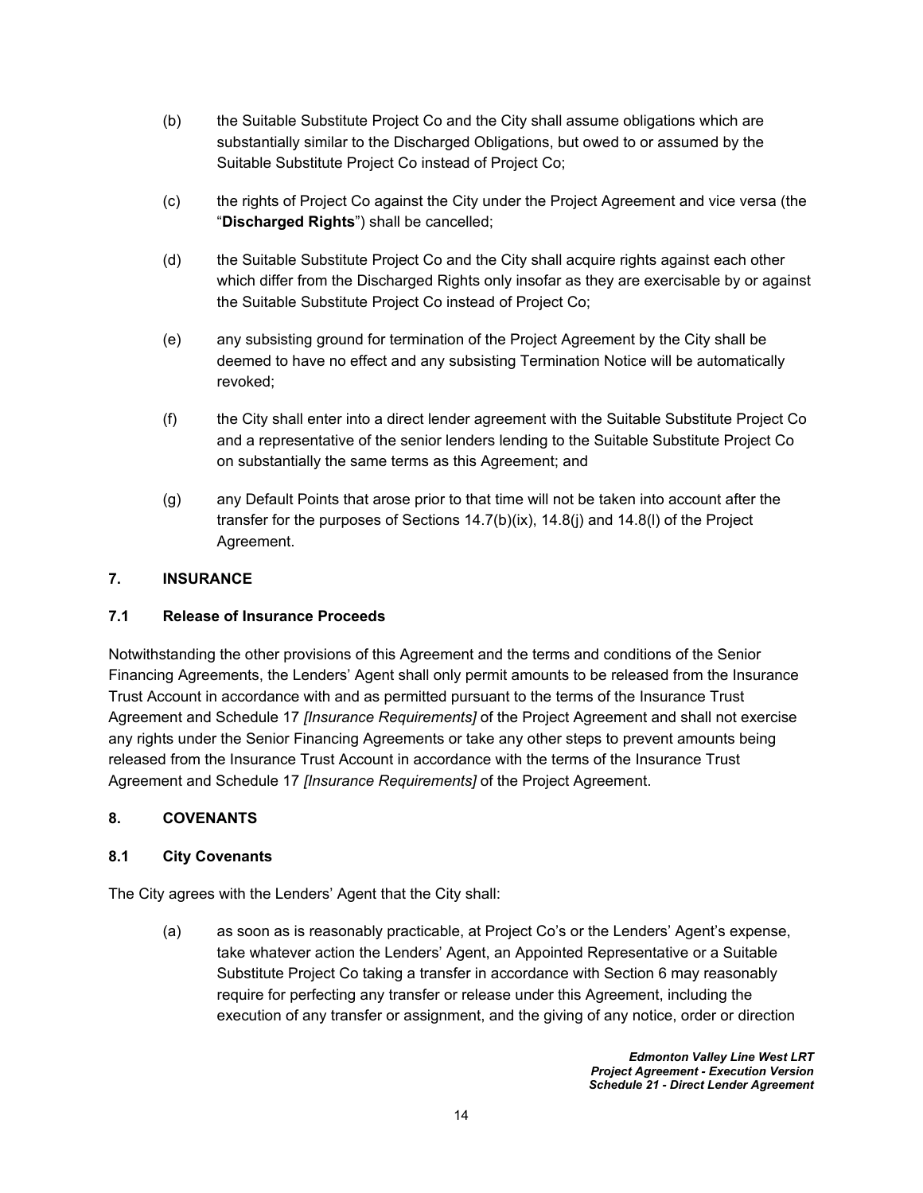(b) the Suitable Substitute Project Co and the City shall assume obligations which are substantially similar to the Discharged Obligations, but owed to or assumed by the Suitable Substitute Project Co instead of Project Co;

(c) the rights of Project Co against the City under the Project Agreement and vice versa (the "**Discharged Rights**") shall be cancelled;

(d) the Suitable Substitute Project Co and the City shall acquire rights against each other which differ from the Discharged Rights only insofar as they are exercisable by or against the Suitable Substitute Project Co instead of Project Co;

(e) any subsisting ground for termination of the Project Agreement by the City shall be deemed to have no effect and any subsisting Termination Notice will be automatically revoked;

(f) the City shall enter into a direct lender agreement with the Suitable Substitute Project Co and a representative of the senior lenders lending to the Suitable Substitute Project Co on substantially the same terms as this Agreement; and

(g) any Default Points that arose prior to that time will not be taken into account after the transfer for the purposes of Sections 14.7(b)(ix), 14.8(j) and 14.8(l) of the Project Agreement.

## 7. INSURANCE

### 7.1 Release of Insurance Proceeds

Notwithstanding the other provisions of this Agreement and the terms and conditions of the Senior Financing Agreements, the Lenders' Agent shall only permit amounts to be released from the Insurance Trust Account in accordance with and as permitted pursuant to the terms of the Insurance Trust Agreement and Schedule 17 *[Insurance Requirements]* of the Project Agreement and shall not exercise any rights under the Senior Financing Agreements or take any other steps to prevent amounts being released from the Insurance Trust Account in accordance with the terms of the Insurance Trust Agreement and Schedule 17 *[Insurance Requirements]* of the Project Agreement.

## 8. COVENANTS

### 8.1 City Covenants

The City agrees with the Lenders' Agent that the City shall:

(a) as soon as is reasonably practicable, at Project Co's or the Lenders' Agent's expense, take whatever action the Lenders' Agent, an Appointed Representative or a Suitable Substitute Project Co taking a transfer in accordance with Section 6 may reasonably require for perfecting any transfer or release under this Agreement, including the execution of any transfer or assignment, and the giving of any notice, order or direction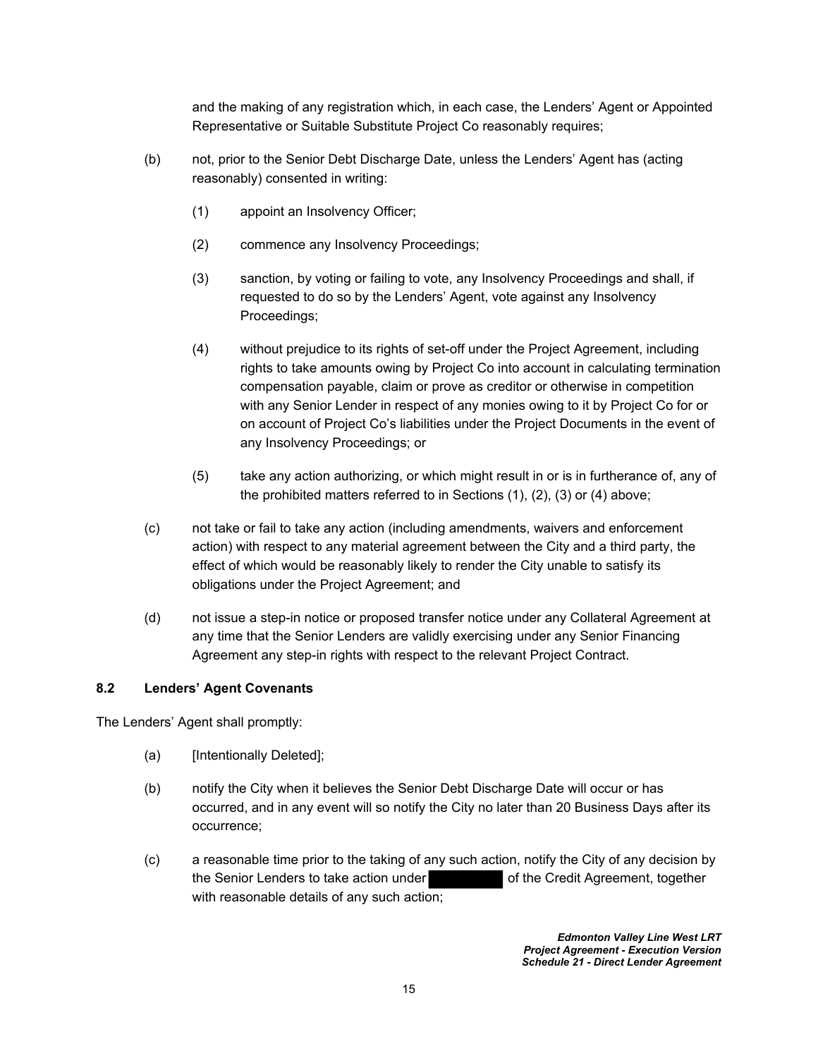and the making of any registration which, in each case, the Lenders' Agent or Appointed Representative or Suitable Substitute Project Co reasonably requires;

(b) not, prior to the Senior Debt Discharge Date, unless the Lenders' Agent has (acting reasonably) consented in writing:

  (1) appoint an Insolvency Officer;

  (2) commence any Insolvency Proceedings;

  (3) sanction, by voting or failing to vote, any Insolvency Proceedings and shall, if requested to do so by the Lenders' Agent, vote against any Insolvency Proceedings;

  (4) without prejudice to its rights of set-off under the Project Agreement, including rights to take amounts owing by Project Co into account in calculating termination compensation payable, claim or prove as creditor or otherwise in competition with any Senior Lender in respect of any monies owing to it by Project Co for or on account of Project Co's liabilities under the Project Documents in the event of any Insolvency Proceedings; or

  (5) take any action authorizing, or which might result in or is in furtherance of, any of the prohibited matters referred to in Sections (1), (2), (3) or (4) above;

(c) not take or fail to take any action (including amendments, waivers and enforcement action) with respect to any material agreement between the City and a third party, the effect of which would be reasonably likely to render the City unable to satisfy its obligations under the Project Agreement; and

(d) not issue a step-in notice or proposed transfer notice under any Collateral Agreement at any time that the Senior Lenders are validly exercising under any Senior Financing Agreement any step-in rights with respect to the relevant Project Contract.

### 8.2 Lenders' Agent Covenants

The Lenders' Agent shall promptly:

(a) [Intentionally Deleted];

(b) notify the City when it believes the Senior Debt Discharge Date will occur or has occurred, and in any event will so notify the City no later than 20 Business Days after its occurrence;

(c) a reasonable time prior to the taking of any such action, notify the City of any decision by the Senior Lenders to take action under [REDACTED] of the Credit Agreement, together with reasonable details of any such action;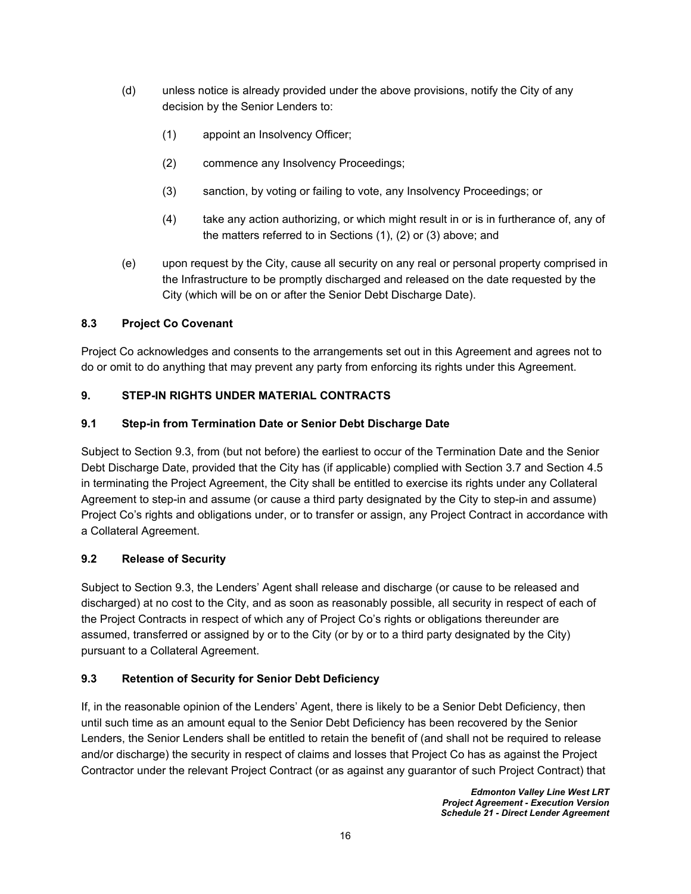(d) unless notice is already provided under the above provisions, notify the City of any decision by the Senior Lenders to:

(1) appoint an Insolvency Officer;

(2) commence any Insolvency Proceedings;

(3) sanction, by voting or failing to vote, any Insolvency Proceedings; or

(4) take any action authorizing, or which might result in or is in furtherance of, any of the matters referred to in Sections (1), (2) or (3) above; and

(e) upon request by the City, cause all security on any real or personal property comprised in the Infrastructure to be promptly discharged and released on the date requested by the City (which will be on or after the Senior Debt Discharge Date).

### 8.3 Project Co Covenant

Project Co acknowledges and consents to the arrangements set out in this Agreement and agrees not to do or omit to do anything that may prevent any party from enforcing its rights under this Agreement.

## 9. STEP-IN RIGHTS UNDER MATERIAL CONTRACTS

### 9.1 Step-in from Termination Date or Senior Debt Discharge Date

Subject to Section 9.3, from (but not before) the earliest to occur of the Termination Date and the Senior Debt Discharge Date, provided that the City has (if applicable) complied with Section 3.7 and Section 4.5 in terminating the Project Agreement, the City shall be entitled to exercise its rights under any Collateral Agreement to step-in and assume (or cause a third party designated by the City to step-in and assume) Project Co's rights and obligations under, or to transfer or assign, any Project Contract in accordance with a Collateral Agreement.

### 9.2 Release of Security

Subject to Section 9.3, the Lenders' Agent shall release and discharge (or cause to be released and discharged) at no cost to the City, and as soon as reasonably possible, all security in respect of each of the Project Contracts in respect of which any of Project Co's rights or obligations thereunder are assumed, transferred or assigned by or to the City (or by or to a third party designated by the City) pursuant to a Collateral Agreement.

### 9.3 Retention of Security for Senior Debt Deficiency

If, in the reasonable opinion of the Lenders' Agent, there is likely to be a Senior Debt Deficiency, then until such time as an amount equal to the Senior Debt Deficiency has been recovered by the Senior Lenders, the Senior Lenders shall be entitled to retain the benefit of (and shall not be required to release and/or discharge) the security in respect of claims and losses that Project Co has as against the Project Contractor under the relevant Project Contract (or as against any guarantor of such Project Contract) that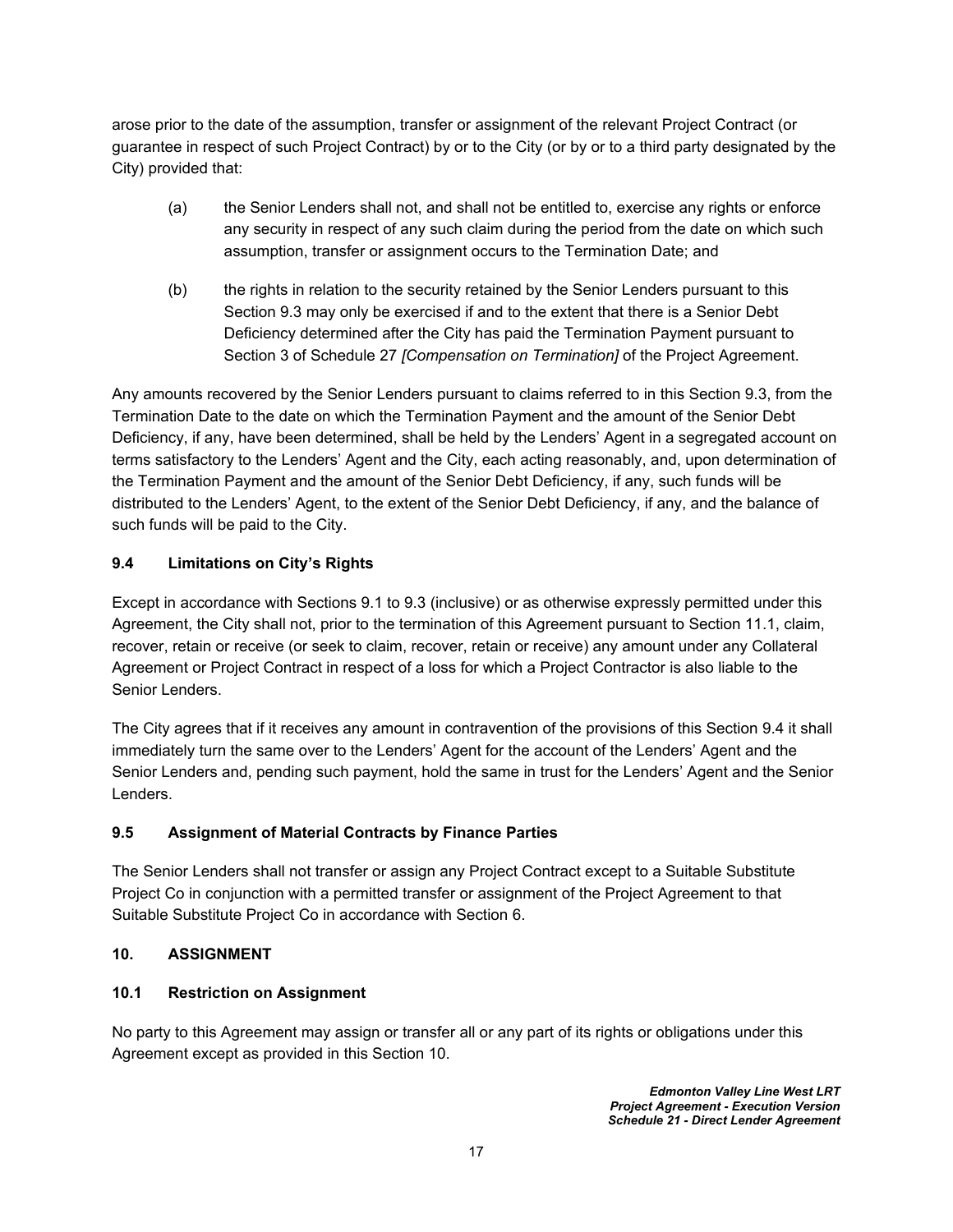arose prior to the date of the assumption, transfer or assignment of the relevant Project Contract (or guarantee in respect of such Project Contract) by or to the City (or by or to a third party designated by the City) provided that:

(a) the Senior Lenders shall not, and shall not be entitled to, exercise any rights or enforce any security in respect of any such claim during the period from the date on which such assumption, transfer or assignment occurs to the Termination Date; and

(b) the rights in relation to the security retained by the Senior Lenders pursuant to this Section 9.3 may only be exercised if and to the extent that there is a Senior Debt Deficiency determined after the City has paid the Termination Payment pursuant to Section 3 of Schedule 27 *[Compensation on Termination]* of the Project Agreement.

Any amounts recovered by the Senior Lenders pursuant to claims referred to in this Section 9.3, from the Termination Date to the date on which the Termination Payment and the amount of the Senior Debt Deficiency, if any, have been determined, shall be held by the Lenders' Agent in a segregated account on terms satisfactory to the Lenders' Agent and the City, each acting reasonably, and, upon determination of the Termination Payment and the amount of the Senior Debt Deficiency, if any, such funds will be distributed to the Lenders' Agent, to the extent of the Senior Debt Deficiency, if any, and the balance of such funds will be paid to the City.

### 9.4 Limitations on City's Rights

Except in accordance with Sections 9.1 to 9.3 (inclusive) or as otherwise expressly permitted under this Agreement, the City shall not, prior to the termination of this Agreement pursuant to Section 11.1, claim, recover, retain or receive (or seek to claim, recover, retain or receive) any amount under any Collateral Agreement or Project Contract in respect of a loss for which a Project Contractor is also liable to the Senior Lenders.

The City agrees that if it receives any amount in contravention of the provisions of this Section 9.4 it shall immediately turn the same over to the Lenders' Agent for the account of the Lenders' Agent and the Senior Lenders and, pending such payment, hold the same in trust for the Lenders' Agent and the Senior Lenders.

### 9.5 Assignment of Material Contracts by Finance Parties

The Senior Lenders shall not transfer or assign any Project Contract except to a Suitable Substitute Project Co in conjunction with a permitted transfer or assignment of the Project Agreement to that Suitable Substitute Project Co in accordance with Section 6.

## 10. ASSIGNMENT

### 10.1 Restriction on Assignment

No party to this Agreement may assign or transfer all or any part of its rights or obligations under this Agreement except as provided in this Section 10.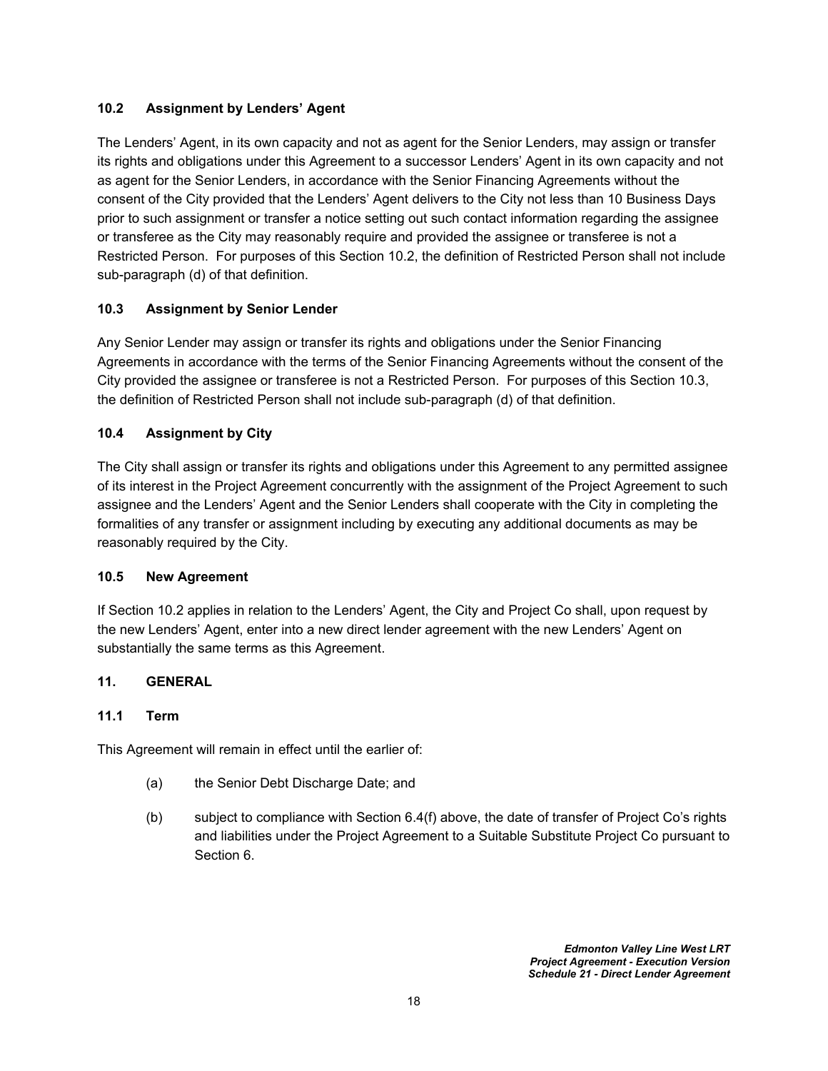### 10.2 Assignment by Lenders' Agent

The Lenders' Agent, in its own capacity and not as agent for the Senior Lenders, may assign or transfer its rights and obligations under this Agreement to a successor Lenders' Agent in its own capacity and not as agent for the Senior Lenders, in accordance with the Senior Financing Agreements without the consent of the City provided that the Lenders' Agent delivers to the City not less than 10 Business Days prior to such assignment or transfer a notice setting out such contact information regarding the assignee or transferee as the City may reasonably require and provided the assignee or transferee is not a Restricted Person. For purposes of this Section 10.2, the definition of Restricted Person shall not include sub-paragraph (d) of that definition.

### 10.3 Assignment by Senior Lender

Any Senior Lender may assign or transfer its rights and obligations under the Senior Financing Agreements in accordance with the terms of the Senior Financing Agreements without the consent of the City provided the assignee or transferee is not a Restricted Person. For purposes of this Section 10.3, the definition of Restricted Person shall not include sub-paragraph (d) of that definition.

### 10.4 Assignment by City

The City shall assign or transfer its rights and obligations under this Agreement to any permitted assignee of its interest in the Project Agreement concurrently with the assignment of the Project Agreement to such assignee and the Lenders' Agent and the Senior Lenders shall cooperate with the City in completing the formalities of any transfer or assignment including by executing any additional documents as may be reasonably required by the City.

### 10.5 New Agreement

If Section 10.2 applies in relation to the Lenders' Agent, the City and Project Co shall, upon request by the new Lenders' Agent, enter into a new direct lender agreement with the new Lenders' Agent on substantially the same terms as this Agreement.

## 11. GENERAL

### 11.1 Term

This Agreement will remain in effect until the earlier of:

(a) the Senior Debt Discharge Date; and

(b) subject to compliance with Section 6.4(f) above, the date of transfer of Project Co's rights and liabilities under the Project Agreement to a Suitable Substitute Project Co pursuant to Section 6.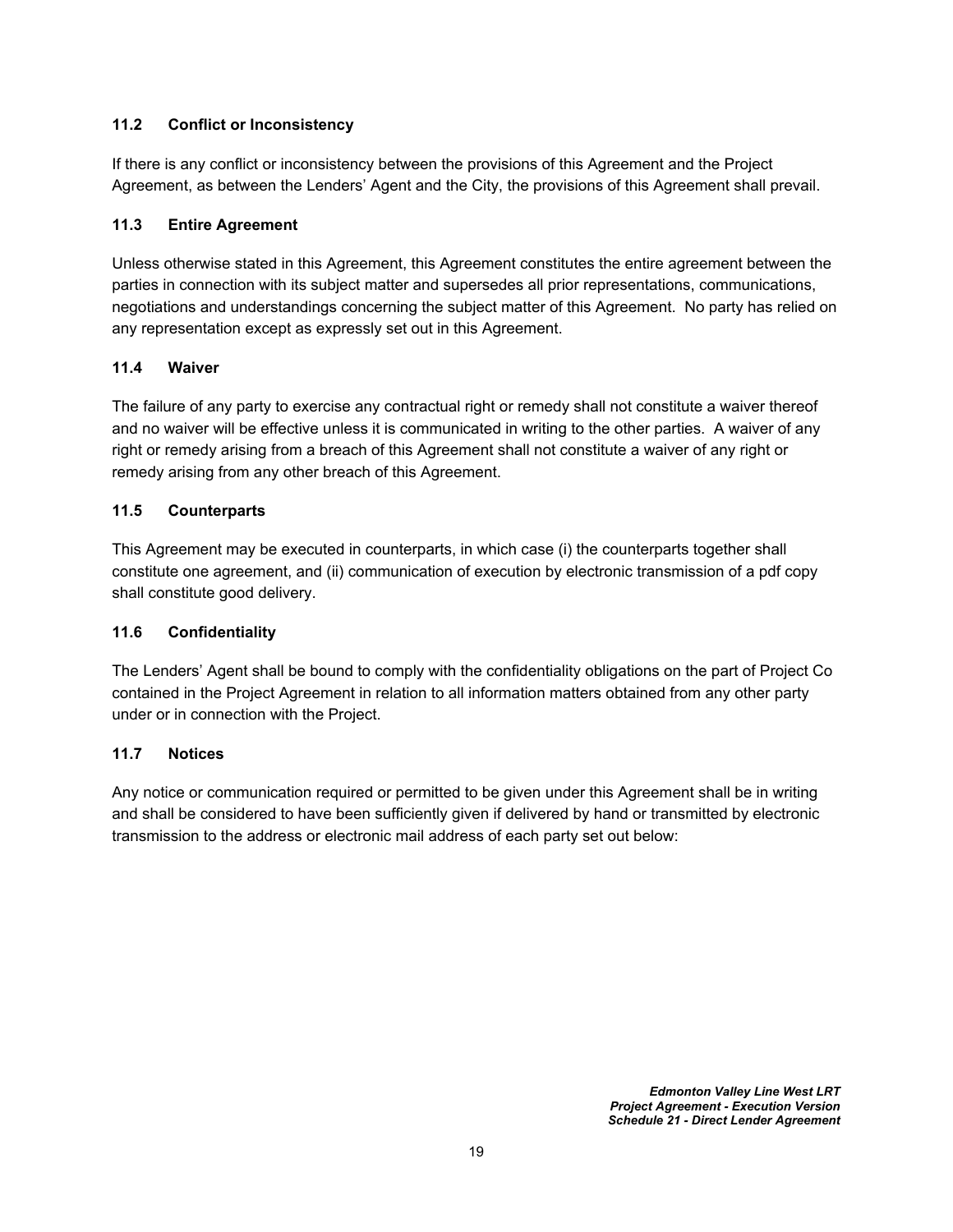### 11.2 Conflict or Inconsistency

If there is any conflict or inconsistency between the provisions of this Agreement and the Project Agreement, as between the Lenders' Agent and the City, the provisions of this Agreement shall prevail.

### 11.3 Entire Agreement

Unless otherwise stated in this Agreement, this Agreement constitutes the entire agreement between the parties in connection with its subject matter and supersedes all prior representations, communications, negotiations and understandings concerning the subject matter of this Agreement. No party has relied on any representation except as expressly set out in this Agreement.

### 11.4 Waiver

The failure of any party to exercise any contractual right or remedy shall not constitute a waiver thereof and no waiver will be effective unless it is communicated in writing to the other parties. A waiver of any right or remedy arising from a breach of this Agreement shall not constitute a waiver of any right or remedy arising from any other breach of this Agreement.

### 11.5 Counterparts

This Agreement may be executed in counterparts, in which case (i) the counterparts together shall constitute one agreement, and (ii) communication of execution by electronic transmission of a pdf copy shall constitute good delivery.

### 11.6 Confidentiality

The Lenders' Agent shall be bound to comply with the confidentiality obligations on the part of Project Co contained in the Project Agreement in relation to all information matters obtained from any other party under or in connection with the Project.

### 11.7 Notices

Any notice or communication required or permitted to be given under this Agreement shall be in writing and shall be considered to have been sufficiently given if delivered by hand or transmitted by electronic transmission to the address or electronic mail address of each party set out below: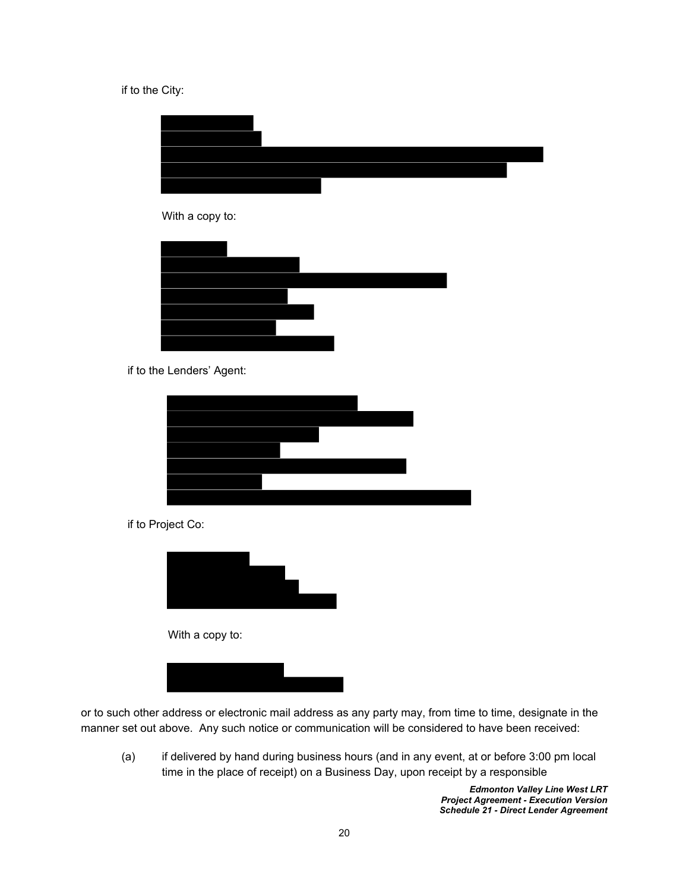if to the City:

With a copy to:

if to the Lenders' Agent:

if to Project Co:

With a copy to:

or to such other address or electronic mail address as any party may, from time to time, designate in the manner set out above. Any such notice or communication will be considered to have been received:

(a) if delivered by hand during business hours (and in any event, at or before 3:00 pm local time in the place of receipt) on a Business Day, upon receipt by a responsible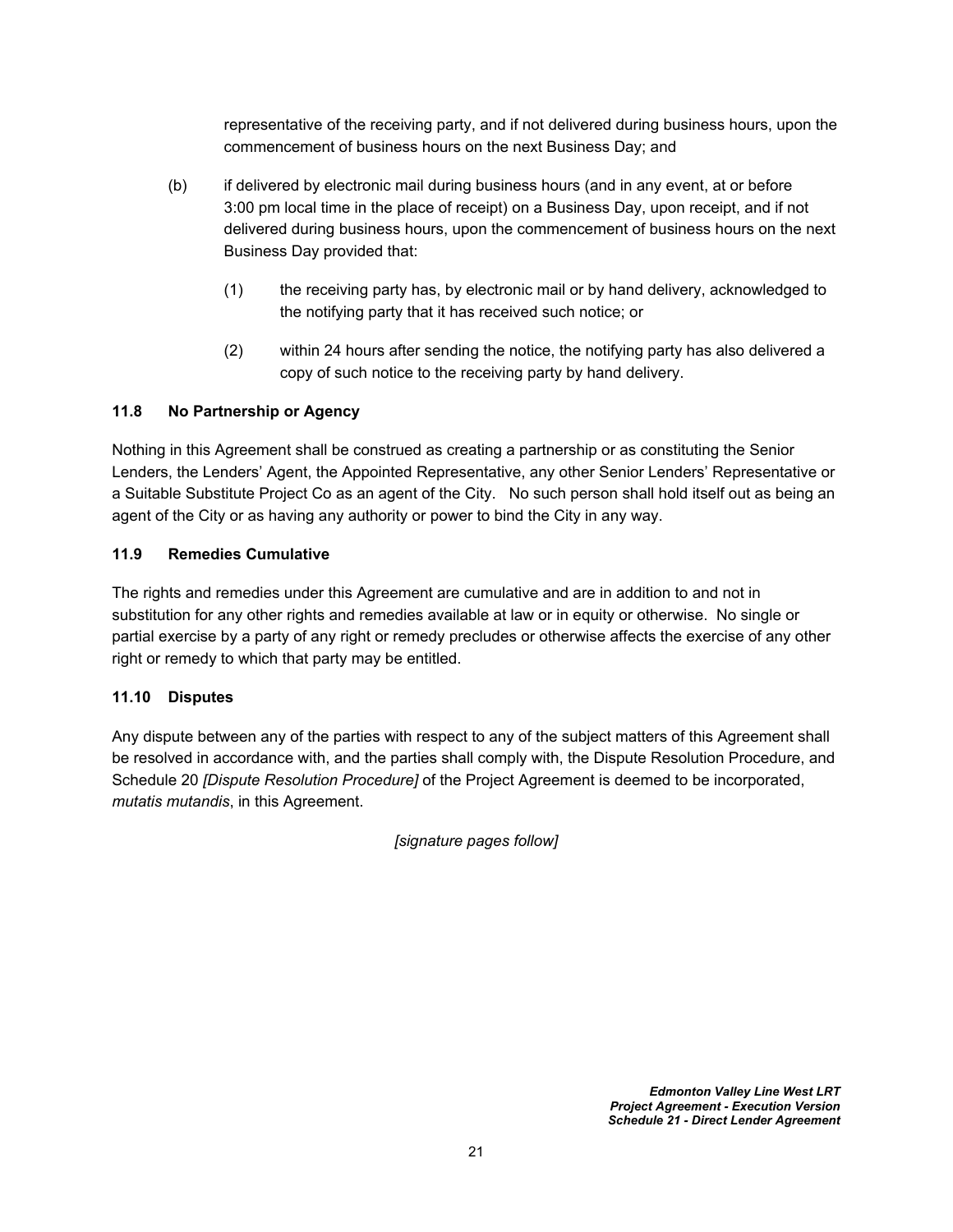representative of the receiving party, and if not delivered during business hours, upon the commencement of business hours on the next Business Day; and

(b) if delivered by electronic mail during business hours (and in any event, at or before 3:00 pm local time in the place of receipt) on a Business Day, upon receipt, and if not delivered during business hours, upon the commencement of business hours on the next Business Day provided that:

    (1) the receiving party has, by electronic mail or by hand delivery, acknowledged to the notifying party that it has received such notice; or

    (2) within 24 hours after sending the notice, the notifying party has also delivered a copy of such notice to the receiving party by hand delivery.

### 11.8 No Partnership or Agency

Nothing in this Agreement shall be construed as creating a partnership or as constituting the Senior Lenders, the Lenders' Agent, the Appointed Representative, any other Senior Lenders' Representative or a Suitable Substitute Project Co as an agent of the City. No such person shall hold itself out as being an agent of the City or as having any authority or power to bind the City in any way.

### 11.9 Remedies Cumulative

The rights and remedies under this Agreement are cumulative and are in addition to and not in substitution for any other rights and remedies available at law or in equity or otherwise. No single or partial exercise by a party of any right or remedy precludes or otherwise affects the exercise of any other right or remedy to which that party may be entitled.

### 11.10 Disputes

Any dispute between any of the parties with respect to any of the subject matters of this Agreement shall be resolved in accordance with, and the parties shall comply with, the Dispute Resolution Procedure, and Schedule 20 *[Dispute Resolution Procedure]* of the Project Agreement is deemed to be incorporated, *mutatis mutandis*, in this Agreement.

*[signature pages follow]*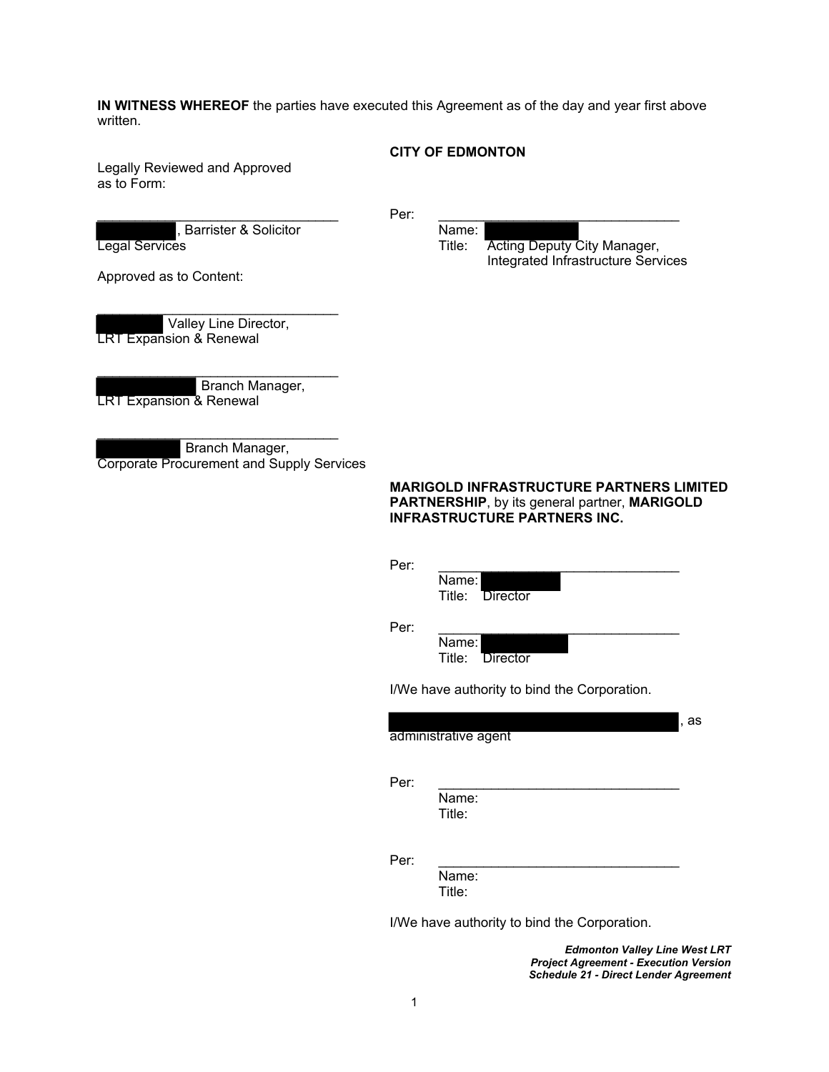**IN WITNESS WHEREOF** the parties have executed this Agreement as of the day and year first above written.

**CITY OF EDMONTON**

Legally Reviewed and Approved as to Form:

_______________________________
[REDACTED], Barrister & Solicitor
Legal Services

Per: _______________________________
Name: [REDACTED]
Title: Acting Deputy City Manager, Integrated Infrastructure Services

Approved as to Content:

_______________________________
[REDACTED] Valley Line Director,
LRT Expansion & Renewal

_______________________________
[REDACTED] Branch Manager,
LRT Expansion & Renewal

_______________________________
[REDACTED] Branch Manager,
Corporate Procurement and Supply Services

**MARIGOLD INFRASTRUCTURE PARTNERS LIMITED PARTNERSHIP**, by its general partner, **MARIGOLD INFRASTRUCTURE PARTNERS INC.**

Per: _______________________________
Name: [REDACTED]
Title: Director

Per: _______________________________
Name: [REDACTED]
Title: Director

I/We have authority to bind the Corporation.

[REDACTED], as administrative agent

Per: _______________________________
Name:
Title:

Per: _______________________________
Name:
Title:

I/We have authority to bind the Corporation.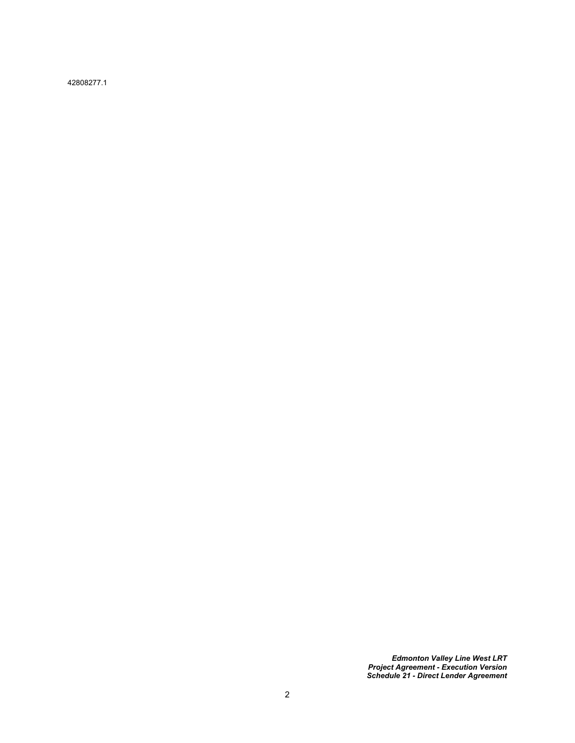42808277.1